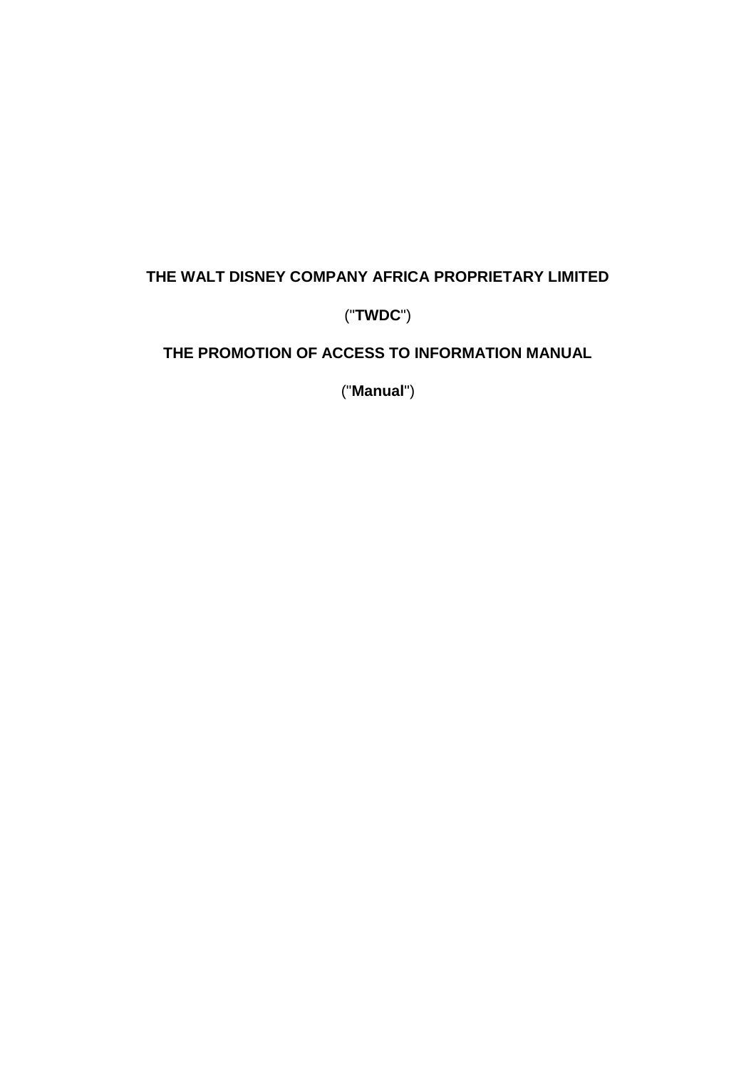# THE WALT DISNEY COMPANY AFRICA PROPRIETARY LIMITED

("**TWDC**")

# THE PROMOTION OF ACCESS TO INFORMATION MANUAL

("**Manual**")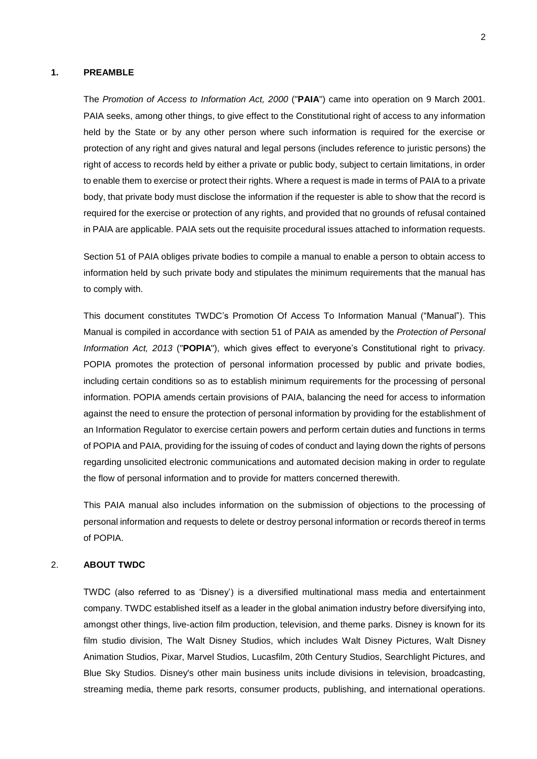## 1. PREAMBLE

The *Promotion of Access to Information Act, 2000* ("**PAIA**") came into operation on 9 March 2001. PAIA seeks, among other things, to give effect to the Constitutional right of access to any information held by the State or by any other person where such information is required for the exercise or protection of any right and gives natural and legal persons (includes reference to juristic persons) the right of access to records held by either a private or public body, subject to certain limitations, in order to enable them to exercise or protect their rights. Where a request is made in terms of PAIA to a private body, that private body must disclose the information if the requester is able to show that the record is required for the exercise or protection of any rights, and provided that no grounds of refusal contained in PAIA are applicable. PAIA sets out the requisite procedural issues attached to information requests.

Section 51 of PAIA obliges private bodies to compile a manual to enable a person to obtain access to information held by such private body and stipulates the minimum requirements that the manual has to comply with.

This document constitutes TWDC's Promotion Of Access To Information Manual ("Manual"). This Manual is compiled in accordance with section 51 of PAIA as amended by the *Protection of Personal Information Act, 2013* ("**POPIA**"), which gives effect to everyone's Constitutional right to privacy. POPIA promotes the protection of personal information processed by public and private bodies, including certain conditions so as to establish minimum requirements for the processing of personal information. POPIA amends certain provisions of PAIA, balancing the need for access to information against the need to ensure the protection of personal information by providing for the establishment of an Information Regulator to exercise certain powers and perform certain duties and functions in terms of POPIA and PAIA, providing for the issuing of codes of conduct and laying down the rights of persons regarding unsolicited electronic communications and automated decision making in order to regulate the flow of personal information and to provide for matters concerned therewith.

This PAIA manual also includes information on the submission of objections to the processing of personal information and requests to delete or destroy personal information or records thereof in terms of POPIA.

## 2. ABOUT TWDC

TWDC (also referred to as 'Disney') is a diversified multinational mass media and entertainment company. TWDC established itself as a leader in the global animation industry before diversifying into, amongst other things, live-action film production, television, and theme parks. Disney is known for its film studio division, The Walt Disney Studios, which includes Walt Disney Pictures, Walt Disney Animation Studios, Pixar, Marvel Studios, Lucasfilm, 20th Century Studios, Searchlight Pictures, and Blue Sky Studios. Disney's other main business units include divisions in television, broadcasting, streaming media, theme park resorts, consumer products, publishing, and international operations.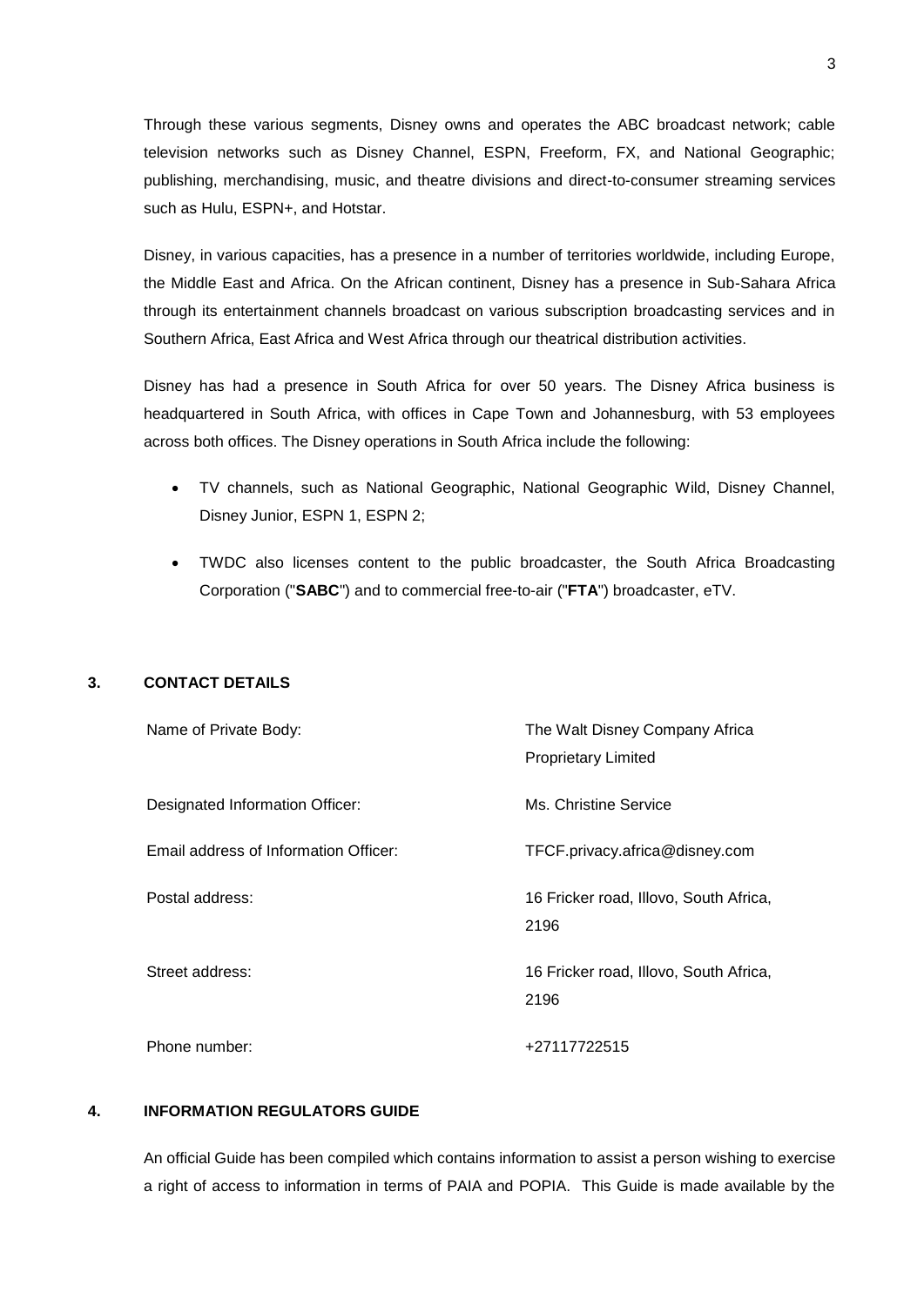Through these various segments, Disney owns and operates the ABC broadcast network; cable television networks such as Disney Channel, ESPN, Freeform, FX, and National Geographic; publishing, merchandising, music, and theatre divisions and direct-to-consumer streaming services such as Hulu, ESPN+, and Hotstar.

Disney, in various capacities, has a presence in a number of territories worldwide, including Europe, the Middle East and Africa. On the African continent, Disney has a presence in Sub-Sahara Africa through its entertainment channels broadcast on various subscription broadcasting services and in Southern Africa, East Africa and West Africa through our theatrical distribution activities.

Disney has had a presence in South Africa for over 50 years. The Disney Africa business is headquartered in South Africa, with offices in Cape Town and Johannesburg, with 53 employees across both offices. The Disney operations in South Africa include the following:

- TV channels, such as National Geographic, National Geographic Wild, Disney Channel, Disney Junior, ESPN 1, ESPN 2;
- TWDC also licenses content to the public broadcaster, the South Africa Broadcasting Corporation ("**SABC**") and to commercial free-to-air ("**FTA**") broadcaster, eTV.

## 3. CONTACT DETAILS

| | |
|---|---|
| Name of Private Body: | The Walt Disney Company Africa Proprietary Limited |
| Designated Information Officer: | Ms. Christine Service |
| Email address of Information Officer: | TFCF.privacy.africa@disney.com |
| Postal address: | 16 Fricker road, Illovo, South Africa, 2196 |
| Street address: | 16 Fricker road, Illovo, South Africa, 2196 |
| Phone number: | +27117722515 |

## 4. INFORMATION REGULATORS GUIDE

An official Guide has been compiled which contains information to assist a person wishing to exercise a right of access to information in terms of PAIA and POPIA. This Guide is made available by the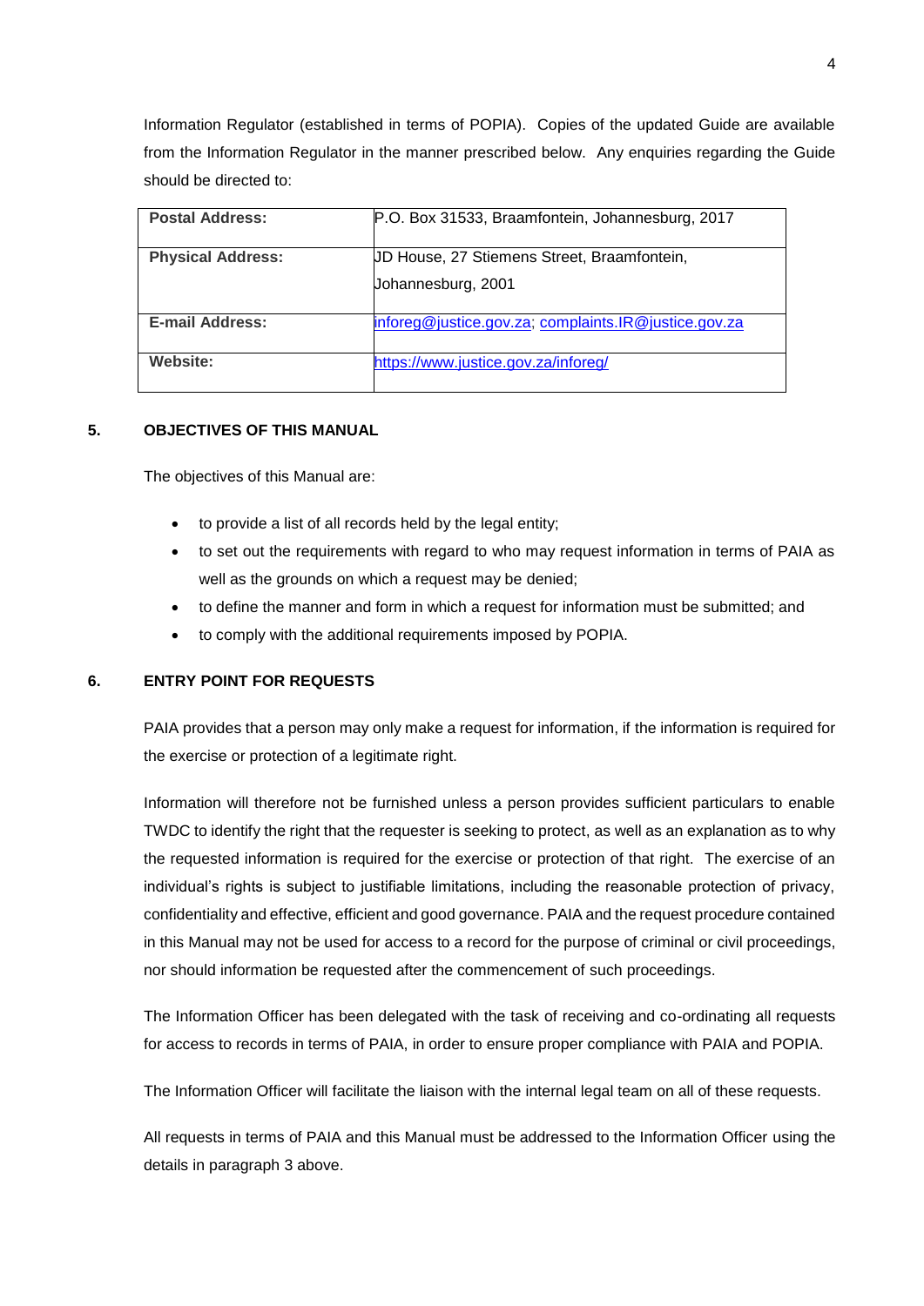Information Regulator (established in terms of POPIA). Copies of the updated Guide are available from the Information Regulator in the manner prescribed below. Any enquiries regarding the Guide should be directed to:

| **Postal Address:** | P.O. Box 31533, Braamfontein, Johannesburg, 2017 |
|---|---|
| **Physical Address:** | JD House, 27 Stiemens Street, Braamfontein, Johannesburg, 2001 |
| **E-mail Address:** | inforeg@justice.gov.za; complaints.IR@justice.gov.za |
| **Website:** | https://www.justice.gov.za/inforeg/ |

## 5. OBJECTIVES OF THIS MANUAL

The objectives of this Manual are:

- to provide a list of all records held by the legal entity;
- to set out the requirements with regard to who may request information in terms of PAIA as well as the grounds on which a request may be denied;
- to define the manner and form in which a request for information must be submitted; and
- to comply with the additional requirements imposed by POPIA.

## 6. ENTRY POINT FOR REQUESTS

PAIA provides that a person may only make a request for information, if the information is required for the exercise or protection of a legitimate right.

Information will therefore not be furnished unless a person provides sufficient particulars to enable TWDC to identify the right that the requester is seeking to protect, as well as an explanation as to why the requested information is required for the exercise or protection of that right. The exercise of an individual's rights is subject to justifiable limitations, including the reasonable protection of privacy, confidentiality and effective, efficient and good governance. PAIA and the request procedure contained in this Manual may not be used for access to a record for the purpose of criminal or civil proceedings, nor should information be requested after the commencement of such proceedings.

The Information Officer has been delegated with the task of receiving and co-ordinating all requests for access to records in terms of PAIA, in order to ensure proper compliance with PAIA and POPIA.

The Information Officer will facilitate the liaison with the internal legal team on all of these requests.

All requests in terms of PAIA and this Manual must be addressed to the Information Officer using the details in paragraph 3 above.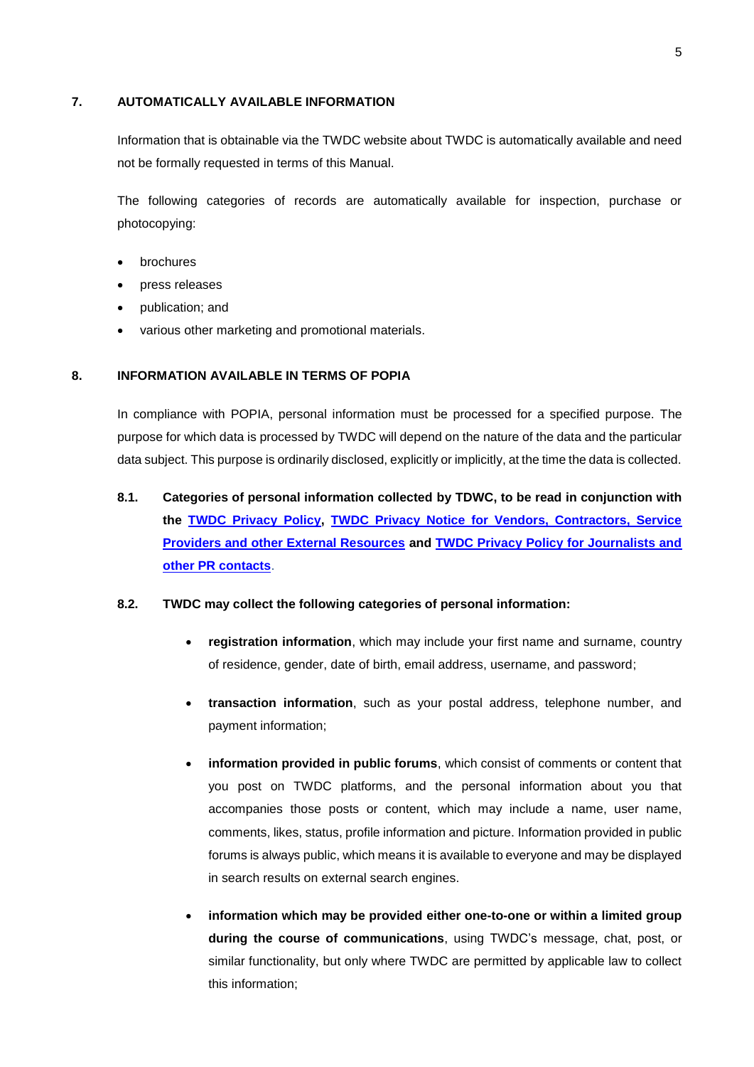## 7. AUTOMATICALLY AVAILABLE INFORMATION

Information that is obtainable via the TWDC website about TWDC is automatically available and need not be formally requested in terms of this Manual.

The following categories of records are automatically available for inspection, purchase or photocopying:

- brochures
- press releases
- publication; and
- various other marketing and promotional materials.

## 8. INFORMATION AVAILABLE IN TERMS OF POPIA

In compliance with POPIA, personal information must be processed for a specified purpose. The purpose for which data is processed by TWDC will depend on the nature of the data and the particular data subject. This purpose is ordinarily disclosed, explicitly or implicitly, at the time the data is collected.

**8.1. Categories of personal information collected by TDWC, to be read in conjunction with the TWDC Privacy Policy, TWDC Privacy Notice for Vendors, Contractors, Service Providers and other External Resources and TWDC Privacy Policy for Journalists and other PR contacts.**

**8.2. TWDC may collect the following categories of personal information:**

- **registration information**, which may include your first name and surname, country of residence, gender, date of birth, email address, username, and password;
- **transaction information**, such as your postal address, telephone number, and payment information;
- **information provided in public forums**, which consist of comments or content that you post on TWDC platforms, and the personal information about you that accompanies those posts or content, which may include a name, user name, comments, likes, status, profile information and picture. Information provided in public forums is always public, which means it is available to everyone and may be displayed in search results on external search engines.
- **information which may be provided either one-to-one or within a limited group during the course of communications**, using TWDC's message, chat, post, or similar functionality, but only where TWDC are permitted by applicable law to collect this information;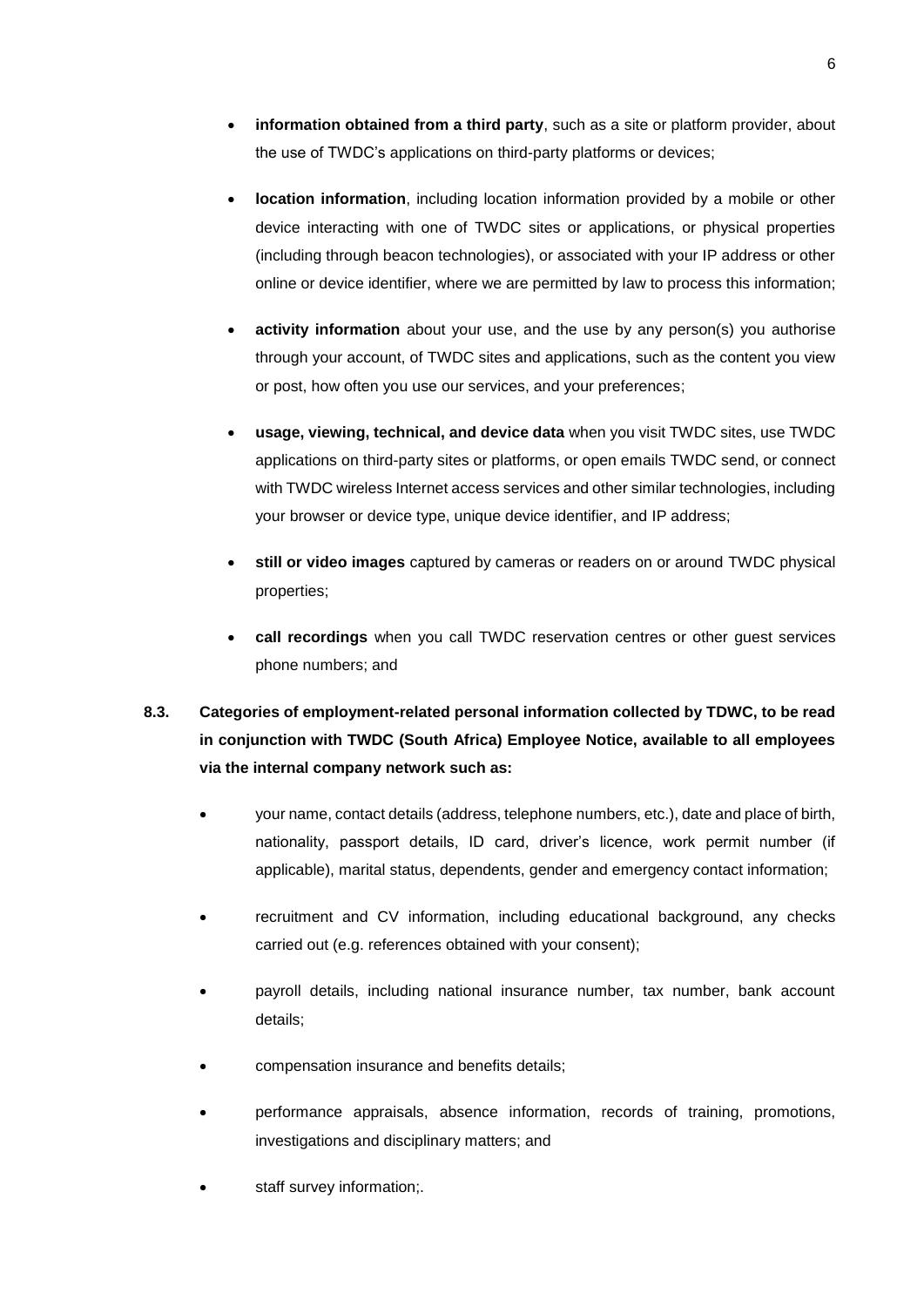- **information obtained from a third party**, such as a site or platform provider, about the use of TWDC's applications on third-party platforms or devices;

- **location information**, including location information provided by a mobile or other device interacting with one of TWDC sites or applications, or physical properties (including through beacon technologies), or associated with your IP address or other online or device identifier, where we are permitted by law to process this information;

- **activity information** about your use, and the use by any person(s) you authorise through your account, of TWDC sites and applications, such as the content you view or post, how often you use our services, and your preferences;

- **usage, viewing, technical, and device data** when you visit TWDC sites, use TWDC applications on third-party sites or platforms, or open emails TWDC send, or connect with TWDC wireless Internet access services and other similar technologies, including your browser or device type, unique device identifier, and IP address;

- **still or video images** captured by cameras or readers on or around TWDC physical properties;

- **call recordings** when you call TWDC reservation centres or other guest services phone numbers; and

**8.3. Categories of employment-related personal information collected by TDWC, to be read in conjunction with TWDC (South Africa) Employee Notice, available to all employees via the internal company network such as:**

- your name, contact details (address, telephone numbers, etc.), date and place of birth, nationality, passport details, ID card, driver's licence, work permit number (if applicable), marital status, dependents, gender and emergency contact information;

- recruitment and CV information, including educational background, any checks carried out (e.g. references obtained with your consent);

- payroll details, including national insurance number, tax number, bank account details;

- compensation insurance and benefits details;

- performance appraisals, absence information, records of training, promotions, investigations and disciplinary matters; and

- staff survey information;.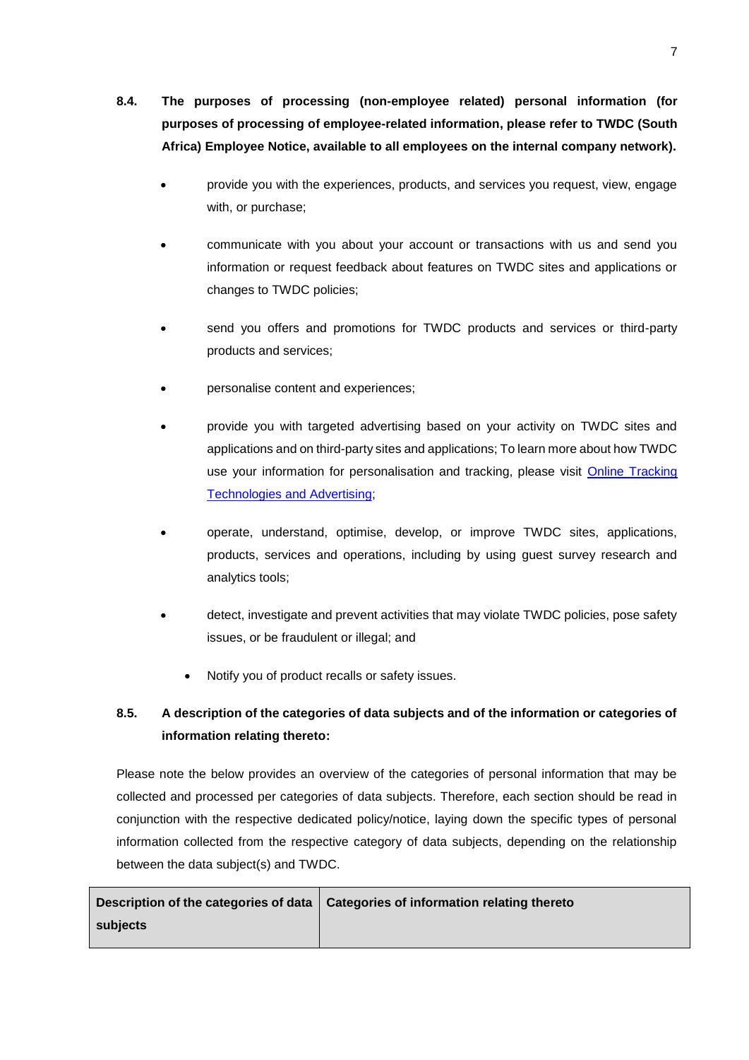**8.4. The purposes of processing (non-employee related) personal information (for purposes of processing of employee-related information, please refer to TWDC (South Africa) Employee Notice, available to all employees on the internal company network).**

- provide you with the experiences, products, and services you request, view, engage with, or purchase;
- communicate with you about your account or transactions with us and send you information or request feedback about features on TWDC sites and applications or changes to TWDC policies;
- send you offers and promotions for TWDC products and services or third-party products and services;
- personalise content and experiences;
- provide you with targeted advertising based on your activity on TWDC sites and applications and on third-party sites and applications; To learn more about how TWDC use your information for personalisation and tracking, please visit [Online Tracking Technologies and Advertising](#);
- operate, understand, optimise, develop, or improve TWDC sites, applications, products, services and operations, including by using guest survey research and analytics tools;
- detect, investigate and prevent activities that may violate TWDC policies, pose safety issues, or be fraudulent or illegal; and
- Notify you of product recalls or safety issues.

**8.5. A description of the categories of data subjects and of the information or categories of information relating thereto:**

Please note the below provides an overview of the categories of personal information that may be collected and processed per categories of data subjects. Therefore, each section should be read in conjunction with the respective dedicated policy/notice, laying down the specific types of personal information collected from the respective category of data subjects, depending on the relationship between the data subject(s) and TWDC.

| Description of the categories of data subjects | Categories of information relating thereto |
|---|---|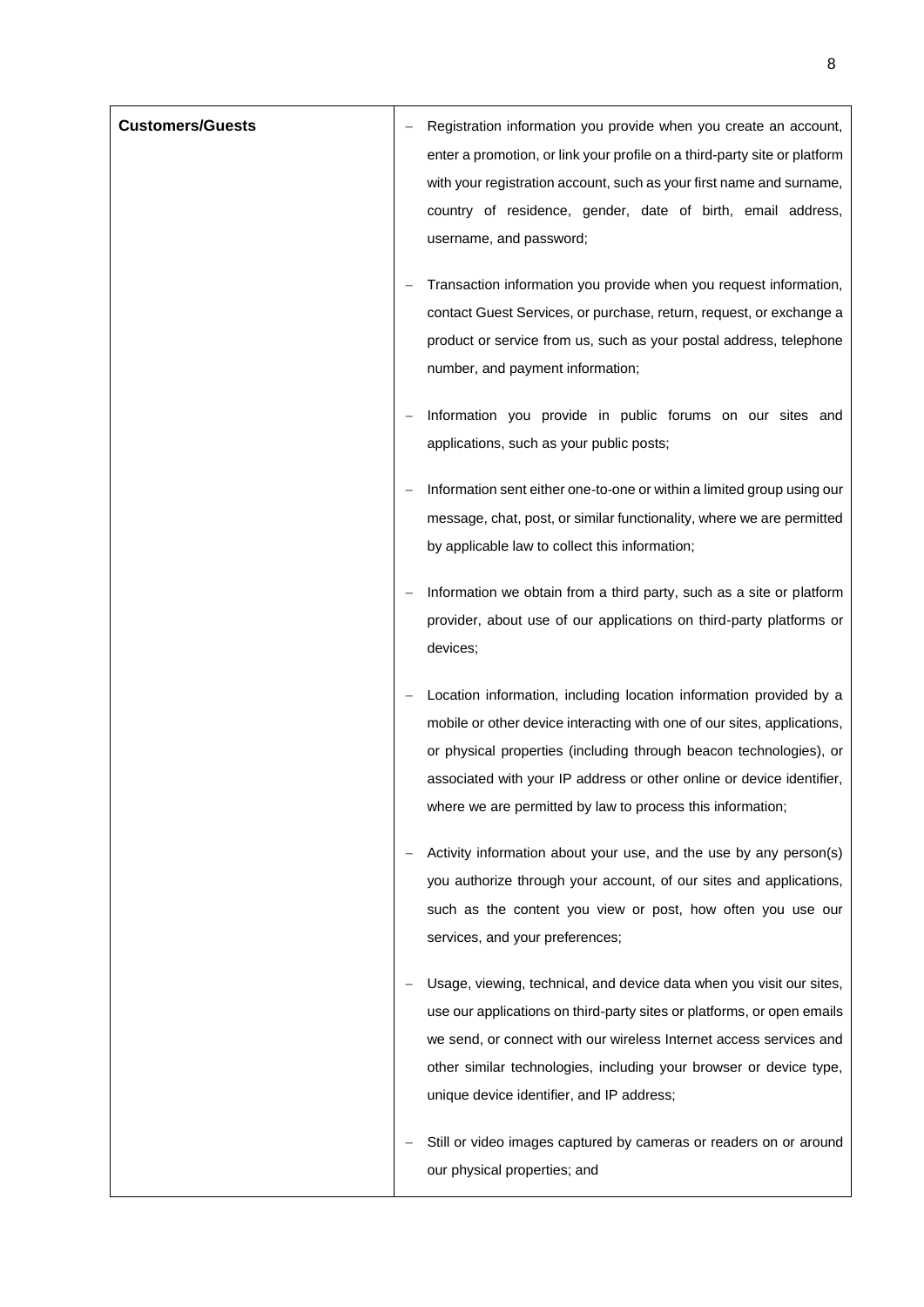| **Customers/Guests** | – Registration information you provide when you create an account, enter a promotion, or link your profile on a third-party site or platform with your registration account, such as your first name and surname, country of residence, gender, date of birth, email address, username, and password;<br><br>– Transaction information you provide when you request information, contact Guest Services, or purchase, return, request, or exchange a product or service from us, such as your postal address, telephone number, and payment information;<br><br>– Information you provide in public forums on our sites and applications, such as your public posts;<br><br>– Information sent either one-to-one or within a limited group using our message, chat, post, or similar functionality, where we are permitted by applicable law to collect this information;<br><br>– Information we obtain from a third party, such as a site or platform provider, about use of our applications on third-party platforms or devices;<br><br>– Location information, including location information provided by a mobile or other device interacting with one of our sites, applications, or physical properties (including through beacon technologies), or associated with your IP address or other online or device identifier, where we are permitted by law to process this information;<br><br>– Activity information about your use, and the use by any person(s) you authorize through your account, of our sites and applications, such as the content you view or post, how often you use our services, and your preferences;<br><br>– Usage, viewing, technical, and device data when you visit our sites, use our applications on third-party sites or platforms, or open emails we send, or connect with our wireless Internet access services and other similar technologies, including your browser or device type, unique device identifier, and IP address;<br><br>– Still or video images captured by cameras or readers on or around our physical properties; and |
| --- | --- |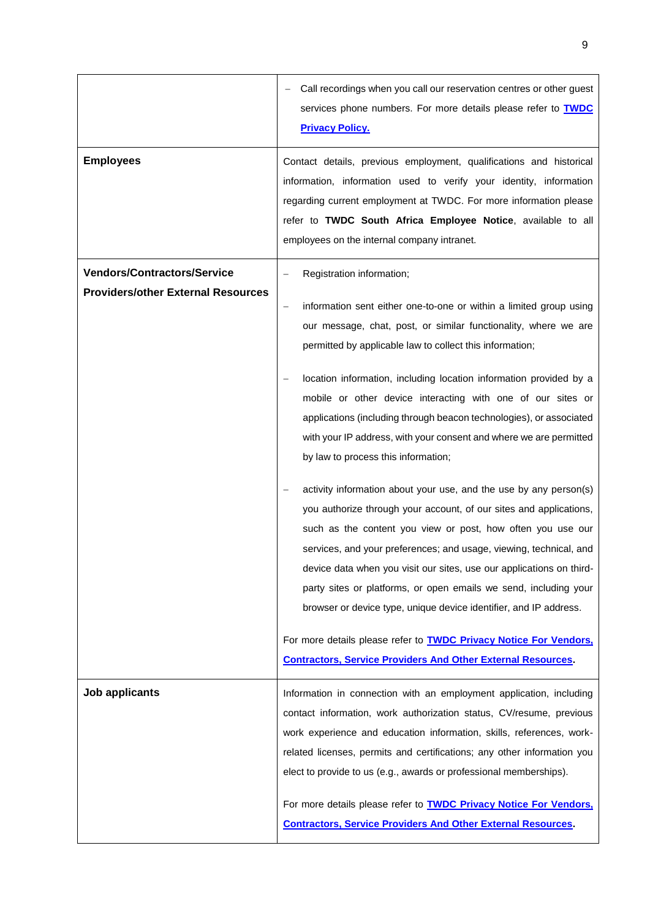| | |
|---|---|
| | – Call recordings when you call our reservation centres or other guest services phone numbers. For more details please refer to **TWDC Privacy Policy.** |
| **Employees** | Contact details, previous employment, qualifications and historical information, information used to verify your identity, information regarding current employment at TWDC. For more information please refer to **TWDC South Africa Employee Notice**, available to all employees on the internal company intranet. |
| **Vendors/Contractors/Service Providers/other External Resources** | – Registration information;<br><br>– information sent either one-to-one or within a limited group using our message, chat, post, or similar functionality, where we are permitted by applicable law to collect this information;<br><br>– location information, including location information provided by a mobile or other device interacting with one of our sites or applications (including through beacon technologies), or associated with your IP address, with your consent and where we are permitted by law to process this information;<br><br>– activity information about your use, and the use by any person(s) you authorize through your account, of our sites and applications, such as the content you view or post, how often you use our services, and your preferences; and usage, viewing, technical, and device data when you visit our sites, use our applications on third-party sites or platforms, or open emails we send, including your browser or device type, unique device identifier, and IP address.<br><br>For more details please refer to **TWDC Privacy Notice For Vendors, Contractors, Service Providers And Other External Resources**. |
| **Job applicants** | Information in connection with an employment application, including contact information, work authorization status, CV/resume, previous work experience and education information, skills, references, work-related licenses, permits and certifications; any other information you elect to provide to us (e.g., awards or professional memberships).<br><br>For more details please refer to **TWDC Privacy Notice For Vendors, Contractors, Service Providers And Other External Resources**. |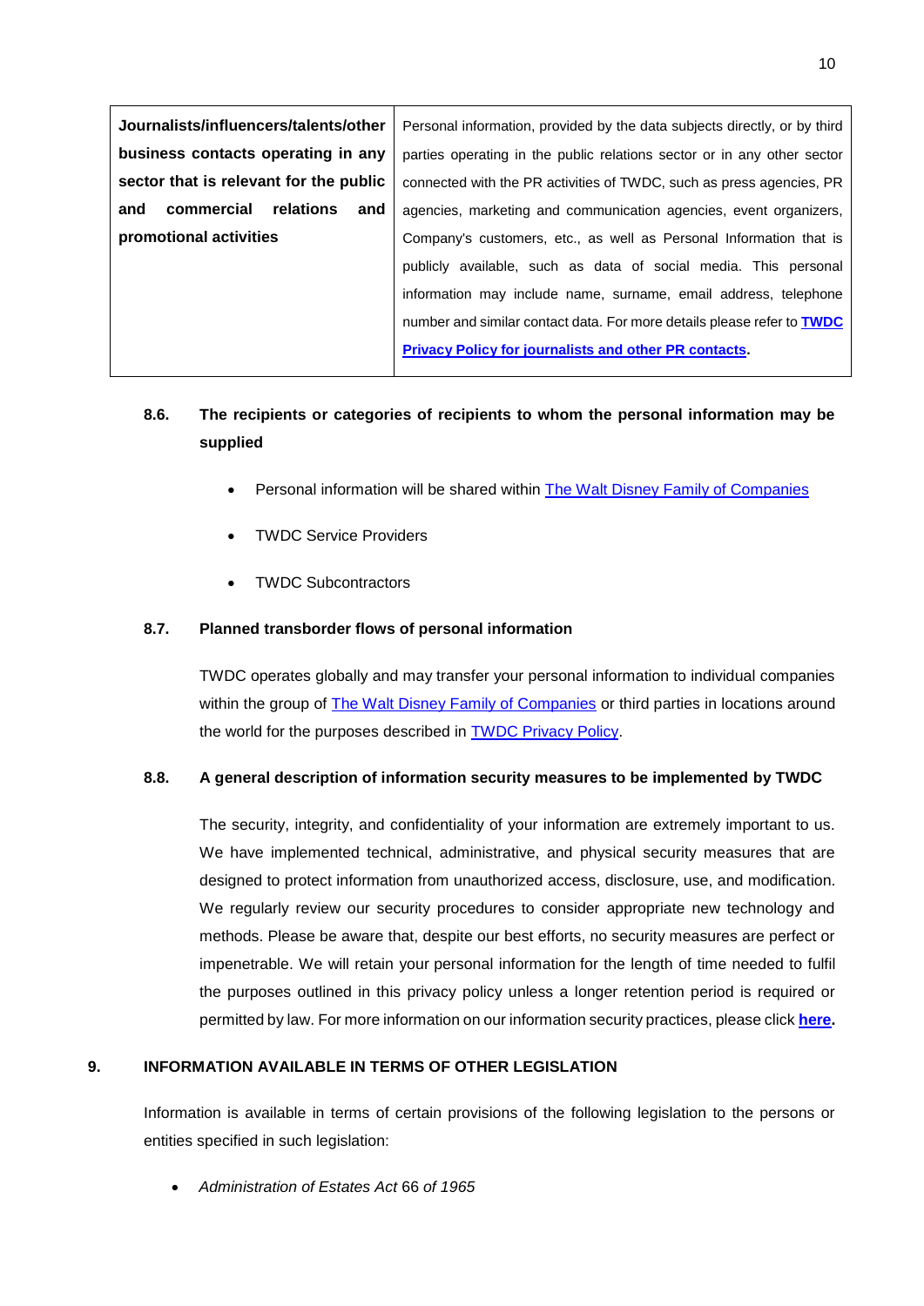| **Journalists/influencers/talents/other business contacts operating in any sector that is relevant for the public and commercial relations and promotional activities** | Personal information, provided by the data subjects directly, or by third parties operating in the public relations sector or in any other sector connected with the PR activities of TWDC, such as press agencies, PR agencies, marketing and communication agencies, event organizers, Company's customers, etc., as well as Personal Information that is publicly available, such as data of social media. This personal information may include name, surname, email address, telephone number and similar contact data. For more details please refer to **TWDC Privacy Policy for journalists and other PR contacts**. |
|---|---|

### 8.6. The recipients or categories of recipients to whom the personal information may be supplied

- Personal information will be shared within The Walt Disney Family of Companies
- TWDC Service Providers
- TWDC Subcontractors

### 8.7. Planned transborder flows of personal information

TWDC operates globally and may transfer your personal information to individual companies within the group of The Walt Disney Family of Companies or third parties in locations around the world for the purposes described in TWDC Privacy Policy.

### 8.8. A general description of information security measures to be implemented by TWDC

The security, integrity, and confidentiality of your information are extremely important to us. We have implemented technical, administrative, and physical security measures that are designed to protect information from unauthorized access, disclosure, use, and modification. We regularly review our security procedures to consider appropriate new technology and methods. Please be aware that, despite our best efforts, no security measures are perfect or impenetrable. We will retain your personal information for the length of time needed to fulfil the purposes outlined in this privacy policy unless a longer retention period is required or permitted by law. For more information on our information security practices, please click **here**.

## 9. INFORMATION AVAILABLE IN TERMS OF OTHER LEGISLATION

Information is available in terms of certain provisions of the following legislation to the persons or entities specified in such legislation:

- *Administration of Estates Act* 66 *of 1965*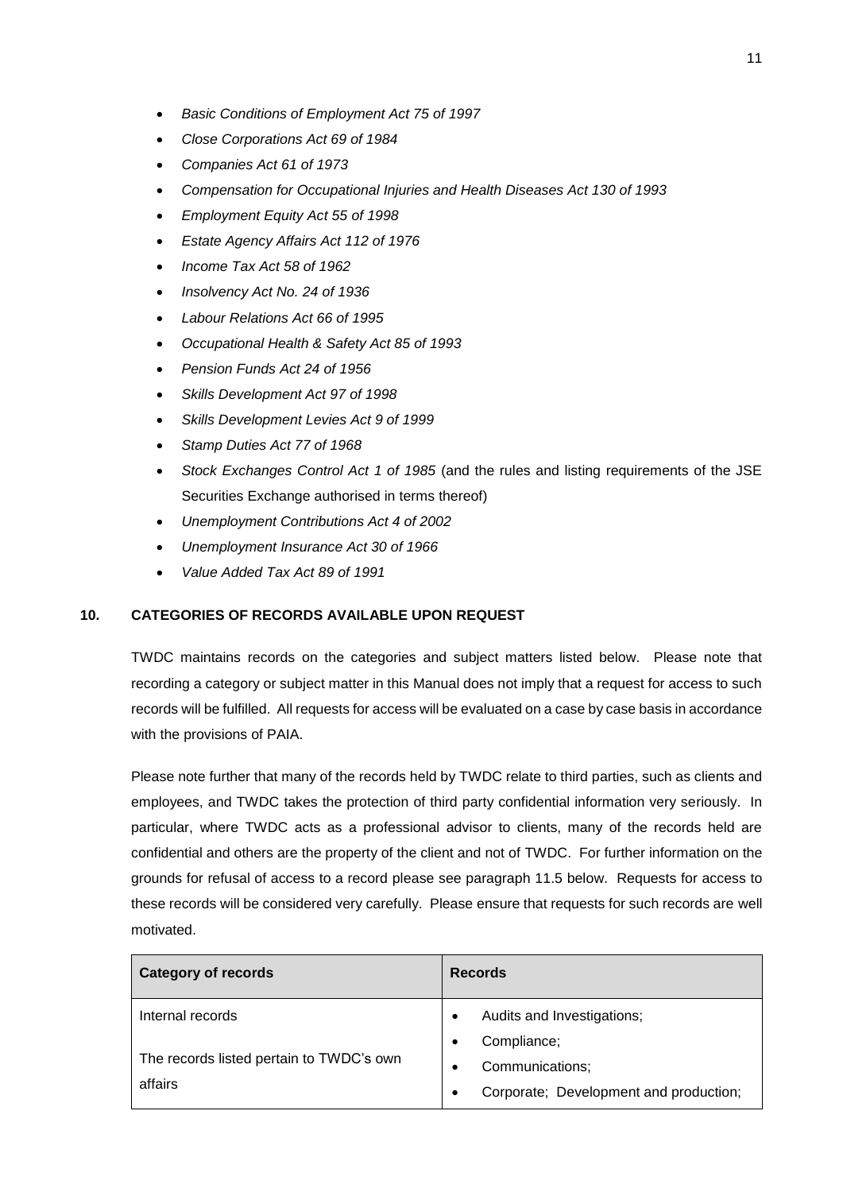- *Basic Conditions of Employment Act 75 of 1997*
- *Close Corporations Act 69 of 1984*
- *Companies Act 61 of 1973*
- *Compensation for Occupational Injuries and Health Diseases Act 130 of 1993*
- *Employment Equity Act 55 of 1998*
- *Estate Agency Affairs Act 112 of 1976*
- *Income Tax Act 58 of 1962*
- *Insolvency Act No. 24 of 1936*
- *Labour Relations Act 66 of 1995*
- *Occupational Health & Safety Act 85 of 1993*
- *Pension Funds Act 24 of 1956*
- *Skills Development Act 97 of 1998*
- *Skills Development Levies Act 9 of 1999*
- *Stamp Duties Act 77 of 1968*
- *Stock Exchanges Control Act 1 of 1985* (and the rules and listing requirements of the JSE Securities Exchange authorised in terms thereof)
- *Unemployment Contributions Act 4 of 2002*
- *Unemployment Insurance Act 30 of 1966*
- *Value Added Tax Act 89 of 1991*

## 10. CATEGORIES OF RECORDS AVAILABLE UPON REQUEST

TWDC maintains records on the categories and subject matters listed below. Please note that recording a category or subject matter in this Manual does not imply that a request for access to such records will be fulfilled. All requests for access will be evaluated on a case by case basis in accordance with the provisions of PAIA.

Please note further that many of the records held by TWDC relate to third parties, such as clients and employees, and TWDC takes the protection of third party confidential information very seriously. In particular, where TWDC acts as a professional advisor to clients, many of the records held are confidential and others are the property of the client and not of TWDC. For further information on the grounds for refusal of access to a record please see paragraph 11.5 below. Requests for access to these records will be considered very carefully. Please ensure that requests for such records are well motivated.

| Category of records | Records |
| --- | --- |
| Internal records<br><br>The records listed pertain to TWDC's own affairs | • Audits and Investigations;<br>• Compliance;<br>• Communications;<br>• Corporate; Development and production; |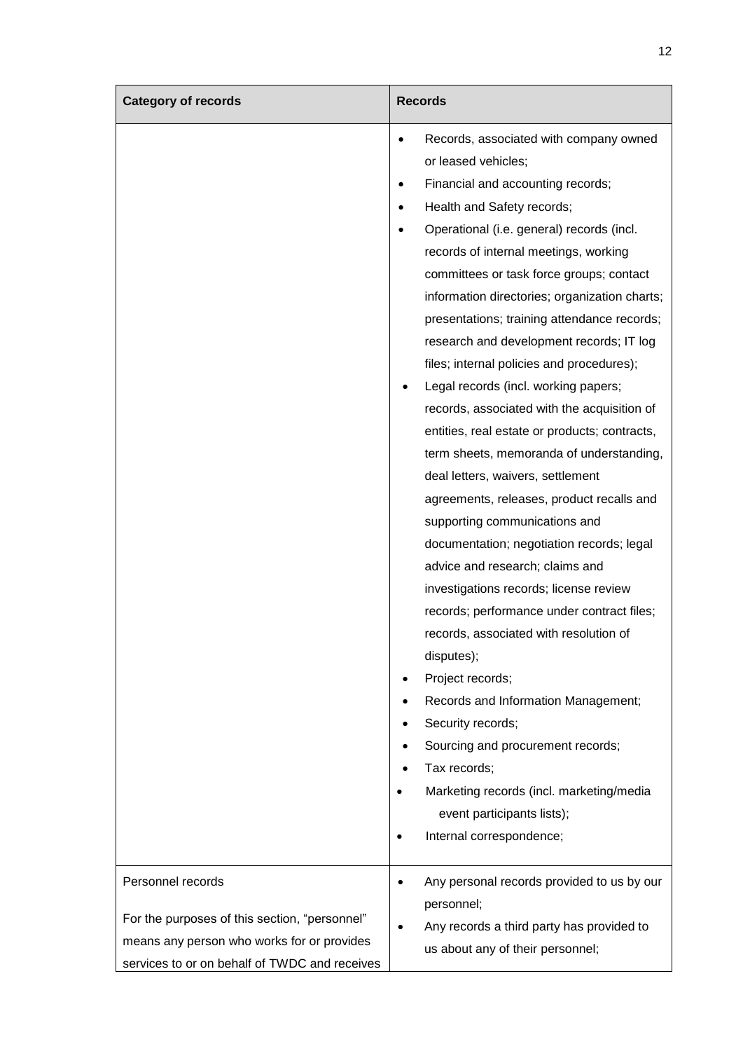| Category of records | Records |
|---|---|
| | • Records, associated with company owned or leased vehicles;<br>• Financial and accounting records;<br>• Health and Safety records;<br>• Operational (i.e. general) records (incl. records of internal meetings, working committees or task force groups; contact information directories; organization charts; presentations; training attendance records; research and development records; IT log files; internal policies and procedures);<br>• Legal records (incl. working papers; records, associated with the acquisition of entities, real estate or products; contracts, term sheets, memoranda of understanding, deal letters, waivers, settlement agreements, releases, product recalls and supporting communications and documentation; negotiation records; legal advice and research; claims and investigations records; license review records; performance under contract files; records, associated with resolution of disputes);<br>• Project records;<br>• Records and Information Management;<br>• Security records;<br>• Sourcing and procurement records;<br>• Tax records;<br>• Marketing records (incl. marketing/media event participants lists);<br>• Internal correspondence; |
| Personnel records<br><br>For the purposes of this section, "personnel" means any person who works for or provides services to or on behalf of TWDC and receives | • Any personal records provided to us by our personnel;<br>• Any records a third party has provided to us about any of their personnel; |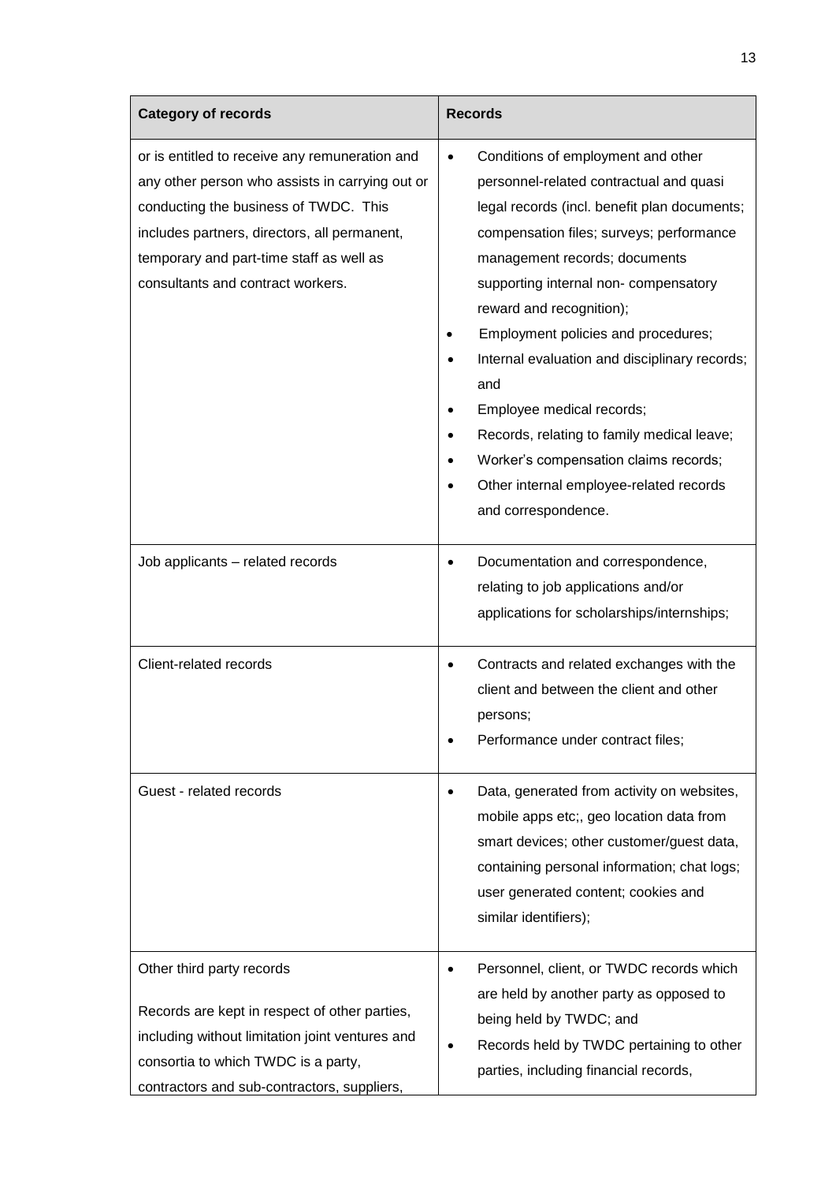| Category of records | Records |
|---|---|
| or is entitled to receive any remuneration and any other person who assists in carrying out or conducting the business of TWDC. This includes partners, directors, all permanent, temporary and part-time staff as well as consultants and contract workers. | • Conditions of employment and other personnel-related contractual and quasi legal records (incl. benefit plan documents; compensation files; surveys; performance management records; documents supporting internal non- compensatory reward and recognition);<br>• Employment policies and procedures;<br>• Internal evaluation and disciplinary records; and<br>• Employee medical records;<br>• Records, relating to family medical leave;<br>• Worker's compensation claims records;<br>• Other internal employee-related records and correspondence. |
| Job applicants – related records | • Documentation and correspondence, relating to job applications and/or applications for scholarships/internships; |
| Client-related records | • Contracts and related exchanges with the client and between the client and other persons;<br>• Performance under contract files; |
| Guest - related records | • Data, generated from activity on websites, mobile apps etc;, geo location data from smart devices; other customer/guest data, containing personal information; chat logs; user generated content; cookies and similar identifiers); |
| Other third party records<br><br>Records are kept in respect of other parties, including without limitation joint ventures and consortia to which TWDC is a party, contractors and sub-contractors, suppliers, | • Personnel, client, or TWDC records which are held by another party as opposed to being held by TWDC; and<br>• Records held by TWDC pertaining to other parties, including financial records, |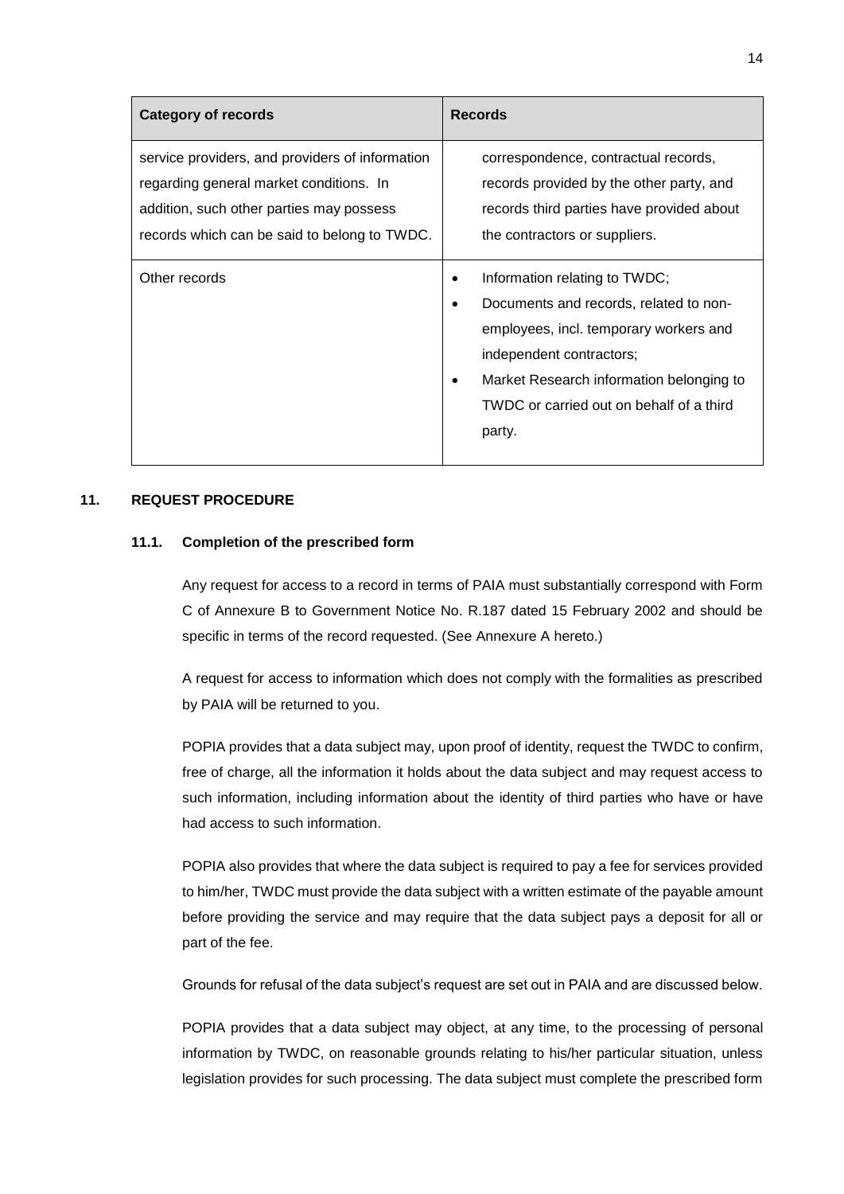| Category of records | Records |
|---|---|
| service providers, and providers of information regarding general market conditions. In addition, such other parties may possess records which can be said to belong to TWDC. | correspondence, contractual records, records provided by the other party, and records third parties have provided about the contractors or suppliers. |
| Other records | • Information relating to TWDC;<br>• Documents and records, related to non-employees, incl. temporary workers and independent contractors;<br>• Market Research information belonging to TWDC or carried out on behalf of a third party. |

## 11. REQUEST PROCEDURE

### 11.1. Completion of the prescribed form

Any request for access to a record in terms of PAIA must substantially correspond with Form C of Annexure B to Government Notice No. R.187 dated 15 February 2002 and should be specific in terms of the record requested. (See Annexure A hereto.)

A request for access to information which does not comply with the formalities as prescribed by PAIA will be returned to you.

POPIA provides that a data subject may, upon proof of identity, request the TWDC to confirm, free of charge, all the information it holds about the data subject and may request access to such information, including information about the identity of third parties who have or have had access to such information.

POPIA also provides that where the data subject is required to pay a fee for services provided to him/her, TWDC must provide the data subject with a written estimate of the payable amount before providing the service and may require that the data subject pays a deposit for all or part of the fee.

Grounds for refusal of the data subject's request are set out in PAIA and are discussed below.

POPIA provides that a data subject may object, at any time, to the processing of personal information by TWDC, on reasonable grounds relating to his/her particular situation, unless legislation provides for such processing. The data subject must complete the prescribed form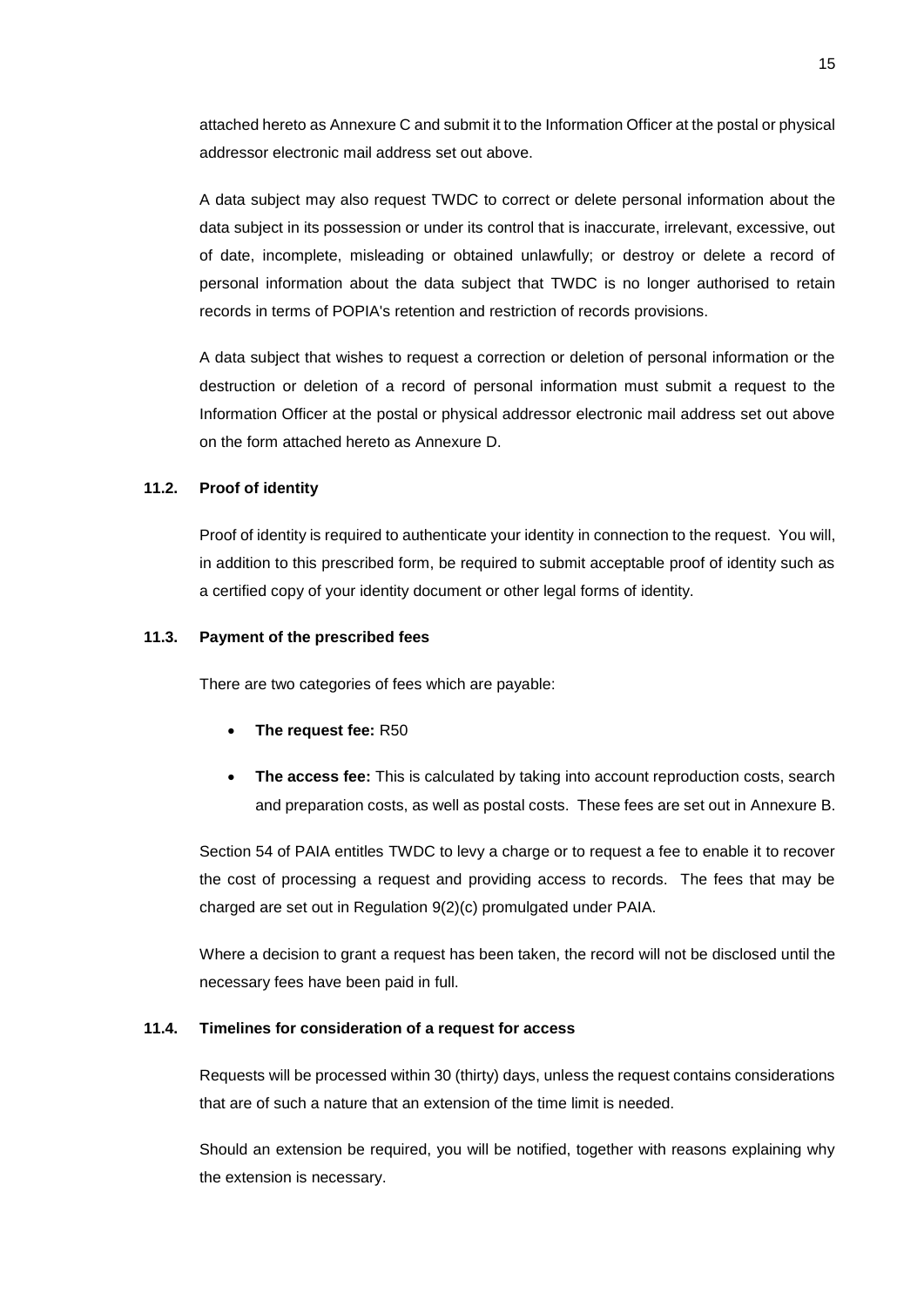attached hereto as Annexure C and submit it to the Information Officer at the postal or physical addressor electronic mail address set out above.

A data subject may also request TWDC to correct or delete personal information about the data subject in its possession or under its control that is inaccurate, irrelevant, excessive, out of date, incomplete, misleading or obtained unlawfully; or destroy or delete a record of personal information about the data subject that TWDC is no longer authorised to retain records in terms of POPIA's retention and restriction of records provisions.

A data subject that wishes to request a correction or deletion of personal information or the destruction or deletion of a record of personal information must submit a request to the Information Officer at the postal or physical addressor electronic mail address set out above on the form attached hereto as Annexure D.

### 11.2. Proof of identity

Proof of identity is required to authenticate your identity in connection to the request. You will, in addition to this prescribed form, be required to submit acceptable proof of identity such as a certified copy of your identity document or other legal forms of identity.

### 11.3. Payment of the prescribed fees

There are two categories of fees which are payable:

- **The request fee:** R50
- **The access fee:** This is calculated by taking into account reproduction costs, search and preparation costs, as well as postal costs. These fees are set out in Annexure B.

Section 54 of PAIA entitles TWDC to levy a charge or to request a fee to enable it to recover the cost of processing a request and providing access to records. The fees that may be charged are set out in Regulation 9(2)(c) promulgated under PAIA.

Where a decision to grant a request has been taken, the record will not be disclosed until the necessary fees have been paid in full.

### 11.4. Timelines for consideration of a request for access

Requests will be processed within 30 (thirty) days, unless the request contains considerations that are of such a nature that an extension of the time limit is needed.

Should an extension be required, you will be notified, together with reasons explaining why the extension is necessary.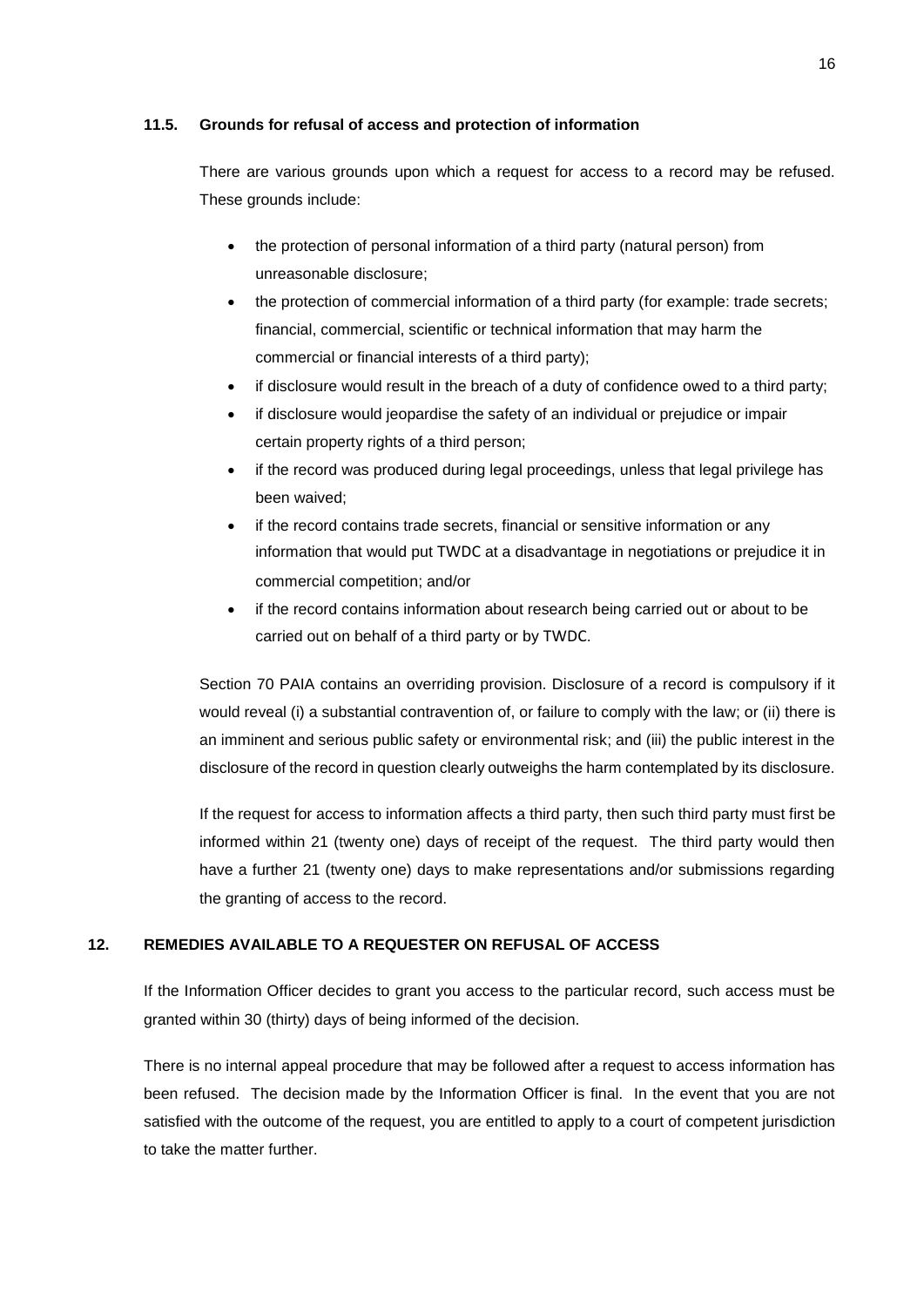### 11.5. Grounds for refusal of access and protection of information

There are various grounds upon which a request for access to a record may be refused. These grounds include:

- the protection of personal information of a third party (natural person) from unreasonable disclosure;
- the protection of commercial information of a third party (for example: trade secrets; financial, commercial, scientific or technical information that may harm the commercial or financial interests of a third party);
- if disclosure would result in the breach of a duty of confidence owed to a third party;
- if disclosure would jeopardise the safety of an individual or prejudice or impair certain property rights of a third person;
- if the record was produced during legal proceedings, unless that legal privilege has been waived;
- if the record contains trade secrets, financial or sensitive information or any information that would put TWDC at a disadvantage in negotiations or prejudice it in commercial competition; and/or
- if the record contains information about research being carried out or about to be carried out on behalf of a third party or by TWDC.

Section 70 PAIA contains an overriding provision. Disclosure of a record is compulsory if it would reveal (i) a substantial contravention of, or failure to comply with the law; or (ii) there is an imminent and serious public safety or environmental risk; and (iii) the public interest in the disclosure of the record in question clearly outweighs the harm contemplated by its disclosure.

If the request for access to information affects a third party, then such third party must first be informed within 21 (twenty one) days of receipt of the request. The third party would then have a further 21 (twenty one) days to make representations and/or submissions regarding the granting of access to the record.

## 12. REMEDIES AVAILABLE TO A REQUESTER ON REFUSAL OF ACCESS

If the Information Officer decides to grant you access to the particular record, such access must be granted within 30 (thirty) days of being informed of the decision.

There is no internal appeal procedure that may be followed after a request to access information has been refused. The decision made by the Information Officer is final. In the event that you are not satisfied with the outcome of the request, you are entitled to apply to a court of competent jurisdiction to take the matter further.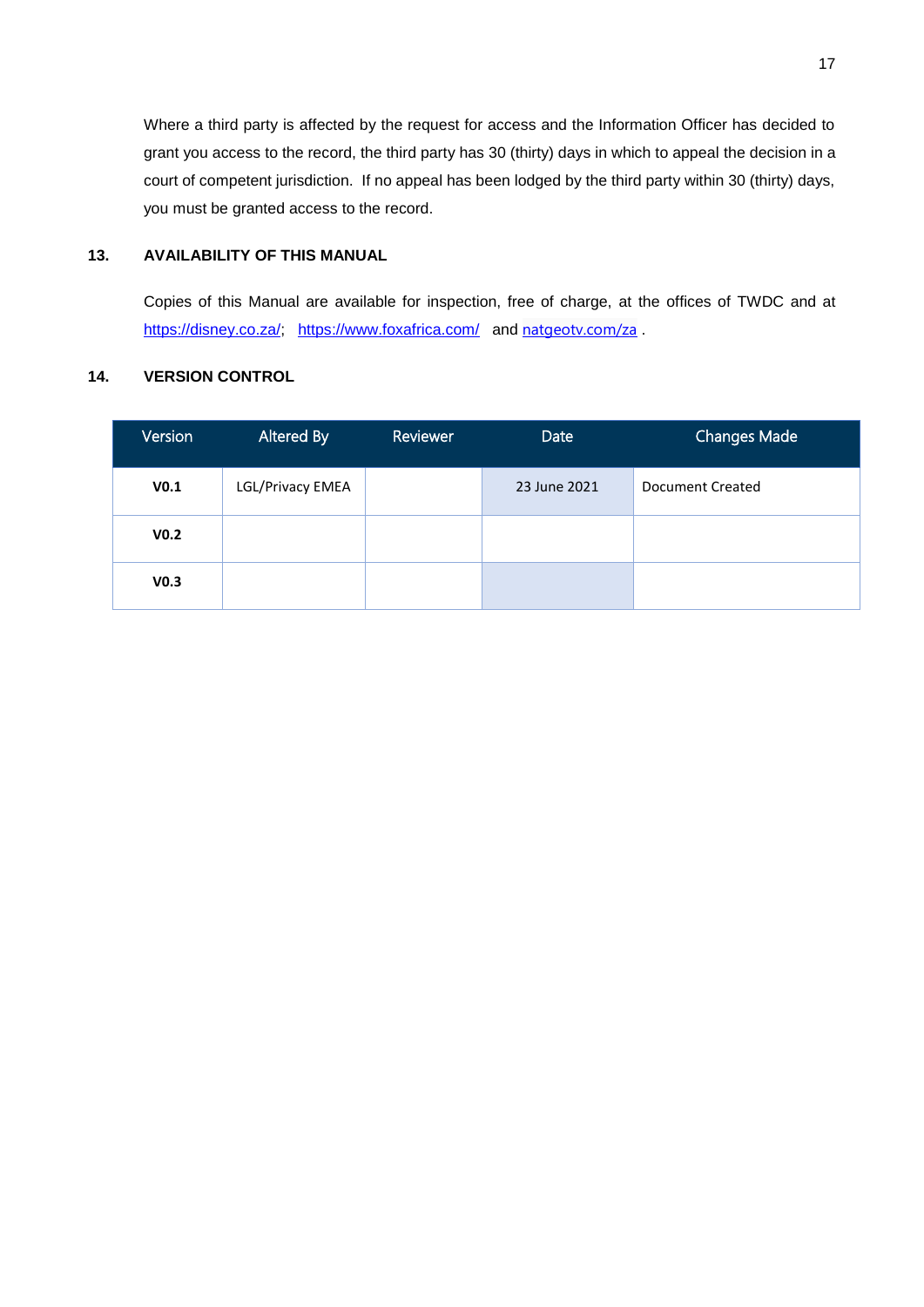Where a third party is affected by the request for access and the Information Officer has decided to grant you access to the record, the third party has 30 (thirty) days in which to appeal the decision in a court of competent jurisdiction. If no appeal has been lodged by the third party within 30 (thirty) days, you must be granted access to the record.

## 13. AVAILABILITY OF THIS MANUAL

Copies of this Manual are available for inspection, free of charge, at the offices of TWDC and at https://disney.co.za/; https://www.foxafrica.com/ and natgeotv.com/za .

## 14. VERSION CONTROL

| Version | Altered By | Reviewer | Date | Changes Made |
|---|---|---|---|---|
| **V0.1** | LGL/Privacy EMEA | | 23 June 2021 | Document Created |
| **V0.2** | | | | |
| **V0.3** | | | | |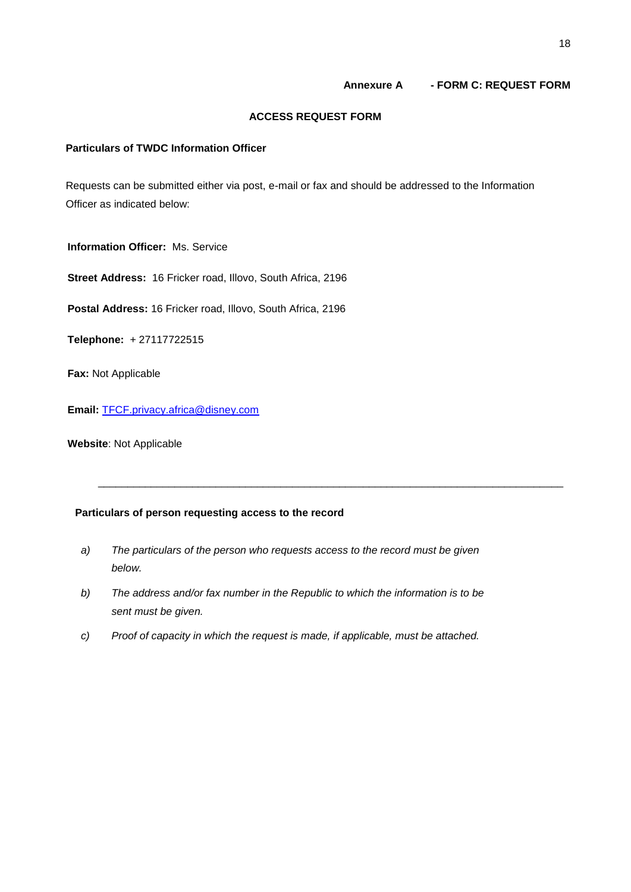**Annexure A - FORM C: REQUEST FORM**

## ACCESS REQUEST FORM

### Particulars of TWDC Information Officer

Requests can be submitted either via post, e-mail or fax and should be addressed to the Information Officer as indicated below:

**Information Officer:** Ms. Service

**Street Address:** 16 Fricker road, Illovo, South Africa, 2196

**Postal Address:** 16 Fricker road, Illovo, South Africa, 2196

**Telephone:** + 27117722515

**Fax:** Not Applicable

**Email:** TFCF.privacy.africa@disney.com

**Website**: Not Applicable

---

### Particulars of person requesting access to the record

a) *The particulars of the person who requests access to the record must be given below.*

b) *The address and/or fax number in the Republic to which the information is to be sent must be given.*

c) *Proof of capacity in which the request is made, if applicable, must be attached.*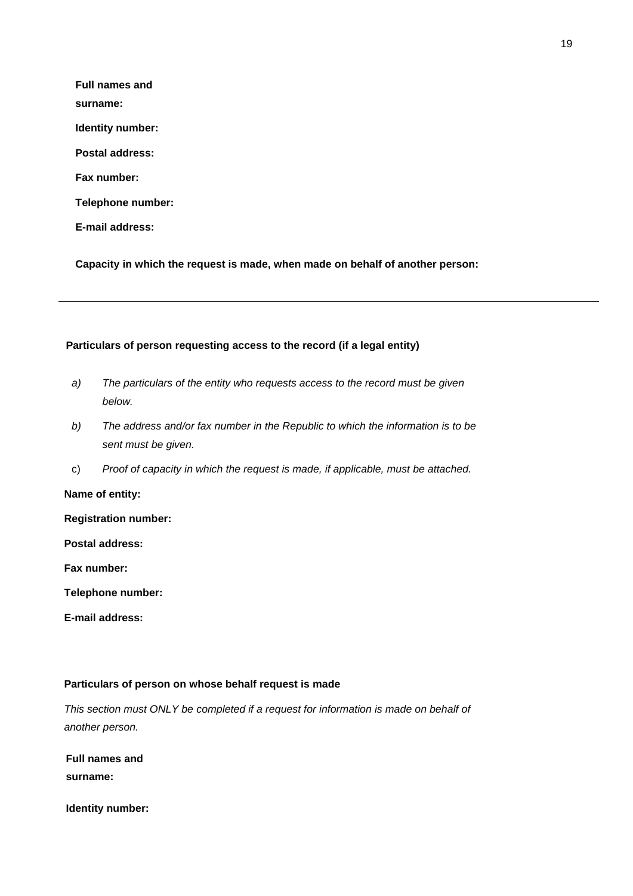**Full names and surname:**

**Identity number:**

**Postal address:**

**Fax number:**

**Telephone number:**

**E-mail address:**

**Capacity in which the request is made, when made on behalf of another person:**

---

**Particulars of person requesting access to the record (if a legal entity)**

a) *The particulars of the entity who requests access to the record must be given below.*

b) *The address and/or fax number in the Republic to which the information is to be sent must be given.*

c) *Proof of capacity in which the request is made, if applicable, must be attached.*

**Name of entity:**

**Registration number:**

**Postal address:**

**Fax number:**

**Telephone number:**

**E-mail address:**

**Particulars of person on whose behalf request is made**

*This section must ONLY be completed if a request for information is made on behalf of another person.*

**Full names and surname:**

**Identity number:**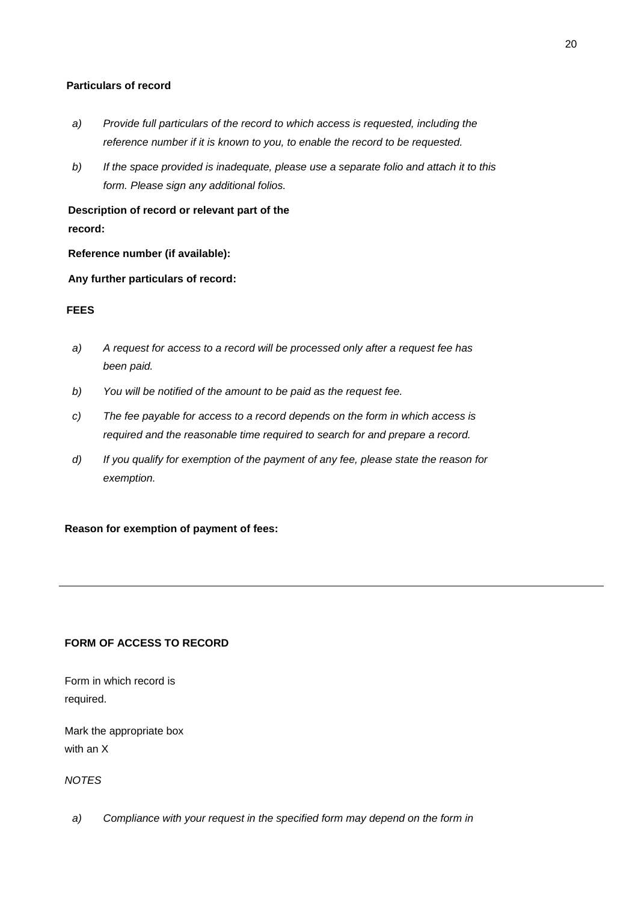**Particulars of record**

a) *Provide full particulars of the record to which access is requested, including the reference number if it is known to you, to enable the record to be requested.*

b) *If the space provided is inadequate, please use a separate folio and attach it to this form. Please sign any additional folios.*

**Description of record or relevant part of the record:**

**Reference number (if available):**

**Any further particulars of record:**

**FEES**

a) *A request for access to a record will be processed only after a request fee has been paid.*

b) *You will be notified of the amount to be paid as the request fee.*

c) *The fee payable for access to a record depends on the form in which access is required and the reasonable time required to search for and prepare a record.*

d) *If you qualify for exemption of the payment of any fee, please state the reason for exemption.*

**Reason for exemption of payment of fees:**

---

**FORM OF ACCESS TO RECORD**

Form in which record is required.

Mark the appropriate box with an X

*NOTES*

a) *Compliance with your request in the specified form may depend on the form in*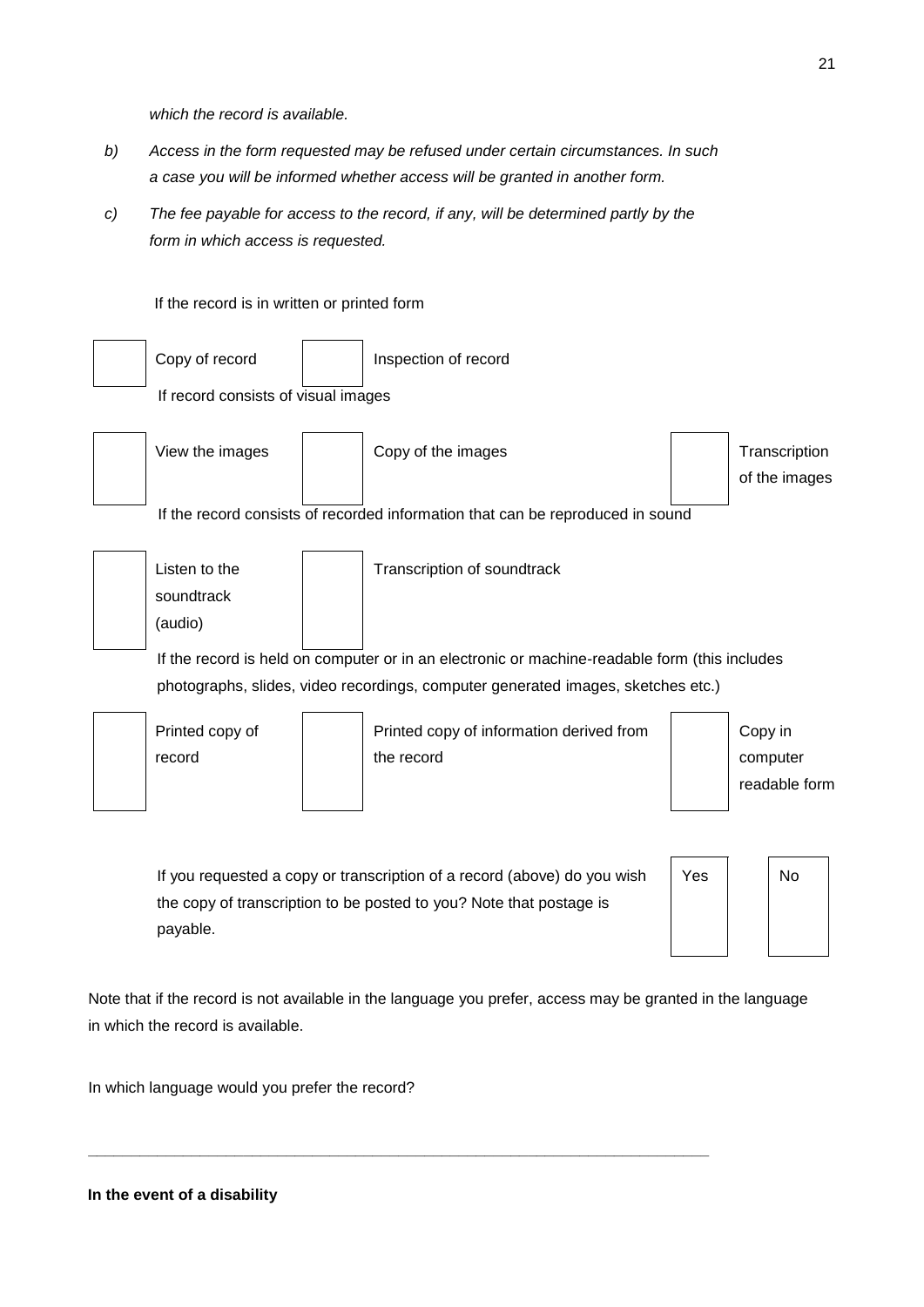*which the record is available.*

b) *Access in the form requested may be refused under certain circumstances. In such a case you will be informed whether access will be granted in another form.*

c) *The fee payable for access to the record, if any, will be determined partly by the form in which access is requested.*

If the record is in written or printed form

| | | | |
|---|---|---|---|
| ☐ | Copy of record | ☐ | Inspection of record |

If record consists of visual images

| | | | | | |
|---|---|---|---|---|---|
| ☐ | View the images | ☐ | Copy of the images | ☐ | Transcription of the images |

If the record consists of recorded information that can be reproduced in sound

| | | | |
|---|---|---|---|
| ☐ | Listen to the soundtrack (audio) | ☐ | Transcription of soundtrack |

If the record is held on computer or in an electronic or machine-readable form (this includes photographs, slides, video recordings, computer generated images, sketches etc.)

| | | | | | |
|---|---|---|---|---|---|
| ☐ | Printed copy of record | ☐ | Printed copy of information derived from the record | ☐ | Copy in computer readable form |

| | | |
|---|---|---|
| If you requested a copy or transcription of a record (above) do you wish the copy of transcription to be posted to you? Note that postage is payable. | Yes ☐ | No ☐ |

Note that if the record is not available in the language you prefer, access may be granted in the language in which the record is available.

In which language would you prefer the record?

\_\_\_\_\_\_\_\_\_\_\_\_\_\_\_\_\_\_\_\_\_\_\_\_\_\_\_\_\_\_\_\_\_\_\_\_\_\_\_\_\_\_\_\_\_\_\_\_\_\_\_\_\_\_\_\_\_\_\_\_\_\_\_\_\_\_\_\_\_\_\_\_

**In the event of a disability**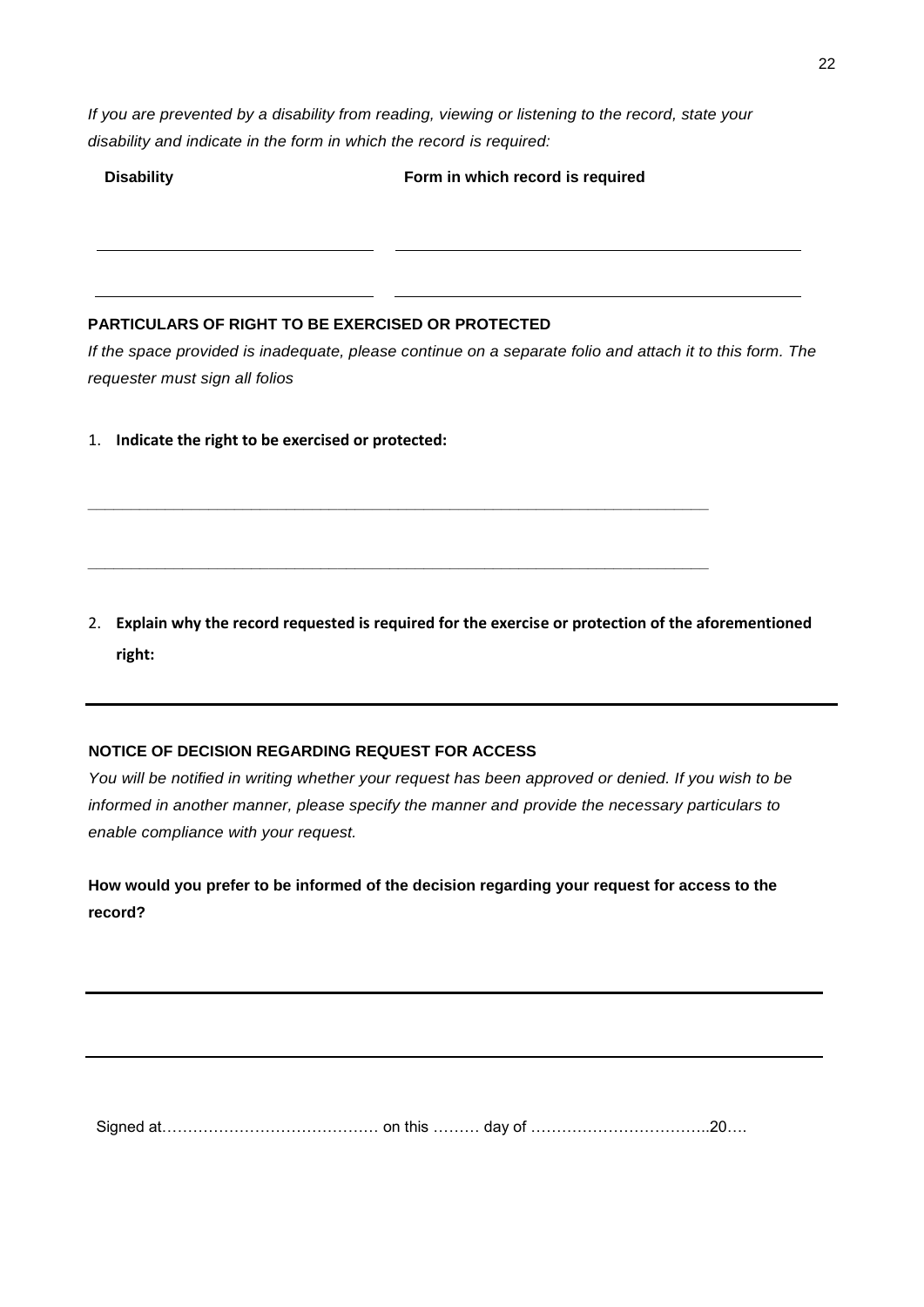*If you are prevented by a disability from reading, viewing or listening to the record, state your disability and indicate in the form in which the record is required:*

| **Disability** | **Form in which record is required** |
| --- | --- |
| | |
| | |

**PARTICULARS OF RIGHT TO BE EXERCISED OR PROTECTED**

*If the space provided is inadequate, please continue on a separate folio and attach it to this form. The requester must sign all folios*

1. **Indicate the right to be exercised or protected:**

\_\_\_\_\_\_\_\_\_\_\_\_\_\_\_\_\_\_\_\_\_\_\_\_\_\_\_\_\_\_\_\_\_\_\_\_\_\_\_\_\_\_\_\_\_\_\_\_\_\_\_\_\_\_\_\_\_\_\_\_\_\_\_\_\_\_

\_\_\_\_\_\_\_\_\_\_\_\_\_\_\_\_\_\_\_\_\_\_\_\_\_\_\_\_\_\_\_\_\_\_\_\_\_\_\_\_\_\_\_\_\_\_\_\_\_\_\_\_\_\_\_\_\_\_\_\_\_\_\_\_\_\_

2. **Explain why the record requested is required for the exercise or protection of the aforementioned right:**

---

**NOTICE OF DECISION REGARDING REQUEST FOR ACCESS**

*You will be notified in writing whether your request has been approved or denied. If you wish to be informed in another manner, please specify the manner and provide the necessary particulars to enable compliance with your request.*

**How would you prefer to be informed of the decision regarding your request for access to the record?**

\_\_\_\_\_\_\_\_\_\_\_\_\_\_\_\_\_\_\_\_\_\_\_\_\_\_\_\_\_\_\_\_\_\_\_\_\_\_\_\_\_\_\_\_\_\_\_\_\_\_\_\_\_\_\_\_\_\_\_\_\_\_\_\_\_\_

\_\_\_\_\_\_\_\_\_\_\_\_\_\_\_\_\_\_\_\_\_\_\_\_\_\_\_\_\_\_\_\_\_\_\_\_\_\_\_\_\_\_\_\_\_\_\_\_\_\_\_\_\_\_\_\_\_\_\_\_\_\_\_\_\_\_

Signed at…………………………………… on this ……… day of ……………………………..20….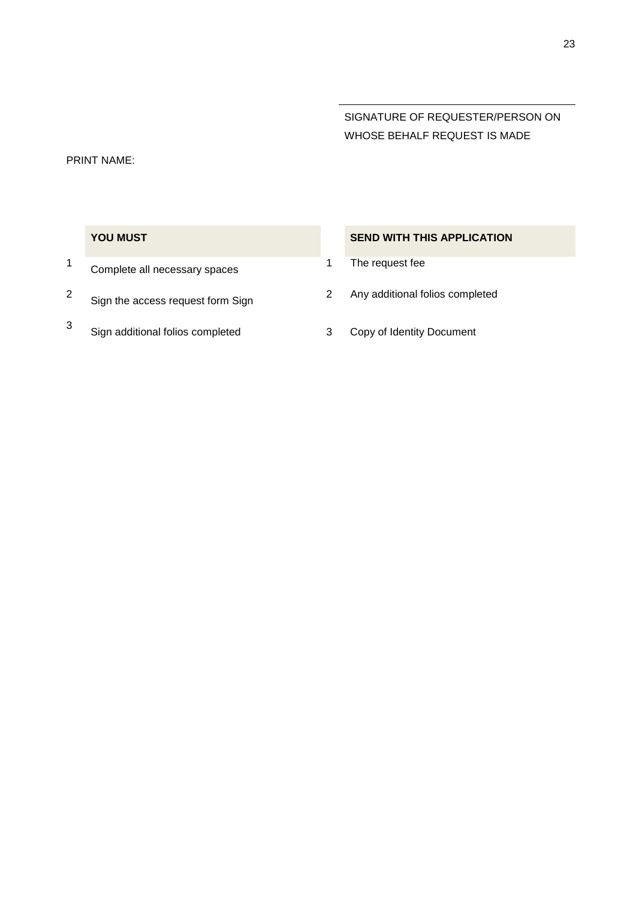______________________________

SIGNATURE OF REQUESTER/PERSON ON WHOSE BEHALF REQUEST IS MADE

PRINT NAME:

| | YOU MUST | | SEND WITH THIS APPLICATION |
|---|---|---|---|
| 1 | Complete all necessary spaces | 1 | The request fee |
| 2 | Sign the access request form Sign | 2 | Any additional folios completed |
| 3 | Sign additional folios completed | 3 | Copy of Identity Document |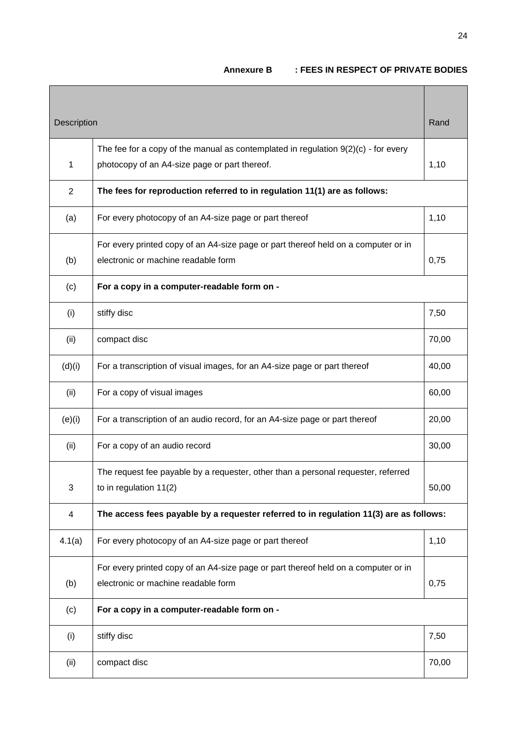**Annexure B : FEES IN RESPECT OF PRIVATE BODIES**

| Description | | Rand |
|---|---|---|
| 1 | The fee for a copy of the manual as contemplated in regulation 9(2)(c) - for every photocopy of an A4-size page or part thereof. | 1,10 |
| 2 | **The fees for reproduction referred to in regulation 11(1) are as follows:** | |
| (a) | For every photocopy of an A4-size page or part thereof | 1,10 |
| (b) | For every printed copy of an A4-size page or part thereof held on a computer or in electronic or machine readable form | 0,75 |
| (c) | **For a copy in a computer-readable form on -** | |
| (i) | stiffy disc | 7,50 |
| (ii) | compact disc | 70,00 |
| (d)(i) | For a transcription of visual images, for an A4-size page or part thereof | 40,00 |
| (ii) | For a copy of visual images | 60,00 |
| (e)(i) | For a transcription of an audio record, for an A4-size page or part thereof | 20,00 |
| (ii) | For a copy of an audio record | 30,00 |
| 3 | The request fee payable by a requester, other than a personal requester, referred to in regulation 11(2) | 50,00 |
| 4 | **The access fees payable by a requester referred to in regulation 11(3) are as follows:** | |
| 4.1(a) | For every photocopy of an A4-size page or part thereof | 1,10 |
| (b) | For every printed copy of an A4-size page or part thereof held on a computer or in electronic or machine readable form | 0,75 |
| (c) | **For a copy in a computer-readable form on -** | |
| (i) | stiffy disc | 7,50 |
| (ii) | compact disc | 70,00 |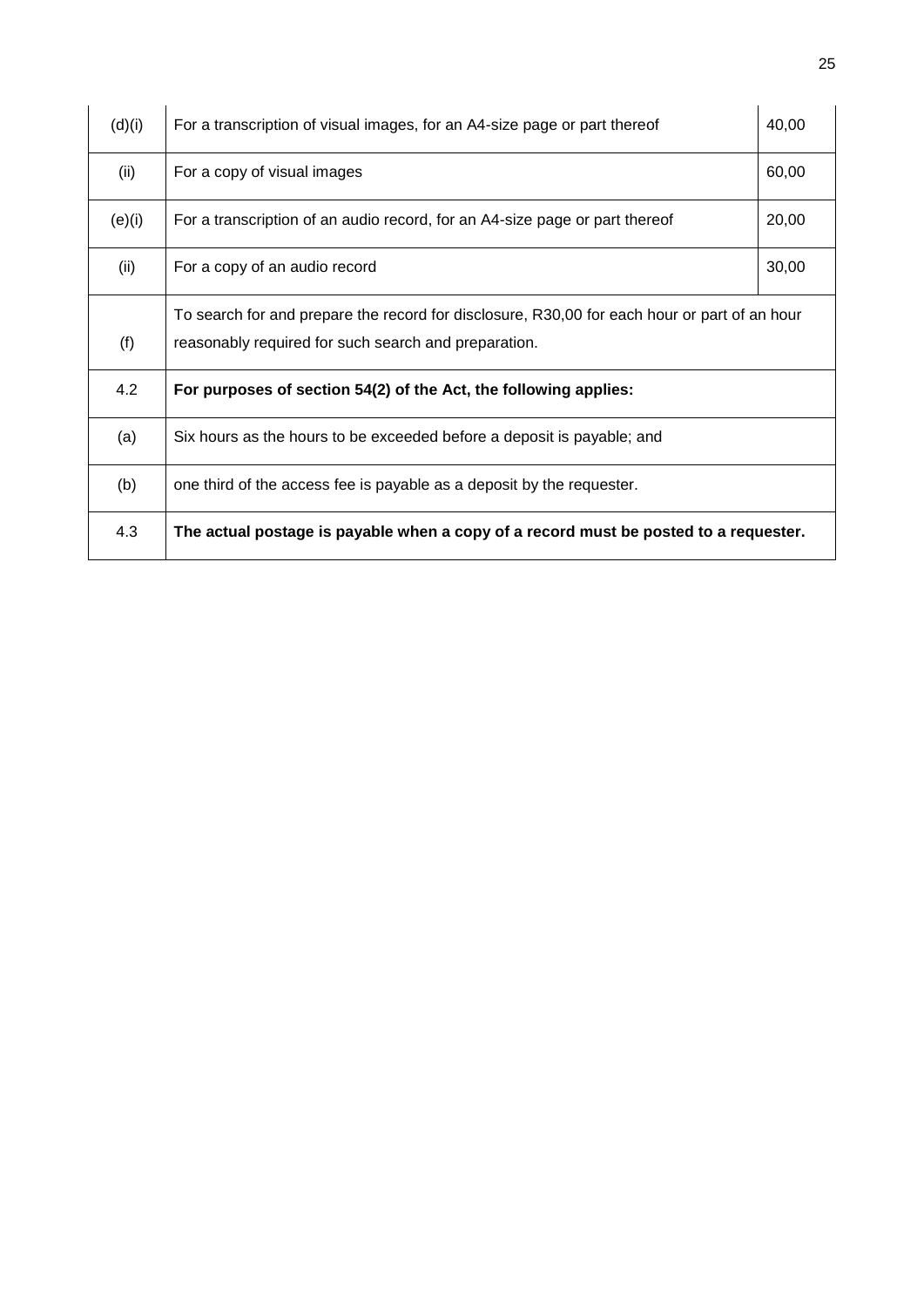| | | |
|---|---|---|
| (d)(i) | For a transcription of visual images, for an A4-size page or part thereof | 40,00 |
| (ii) | For a copy of visual images | 60,00 |
| (e)(i) | For a transcription of an audio record, for an A4-size page or part thereof | 20,00 |
| (ii) | For a copy of an audio record | 30,00 |
| (f) | To search for and prepare the record for disclosure, R30,00 for each hour or part of an hour reasonably required for such search and preparation. | |
| 4.2 | **For purposes of section 54(2) of the Act, the following applies:** | |
| (a) | Six hours as the hours to be exceeded before a deposit is payable; and | |
| (b) | one third of the access fee is payable as a deposit by the requester. | |
| 4.3 | **The actual postage is payable when a copy of a record must be posted to a requester.** | |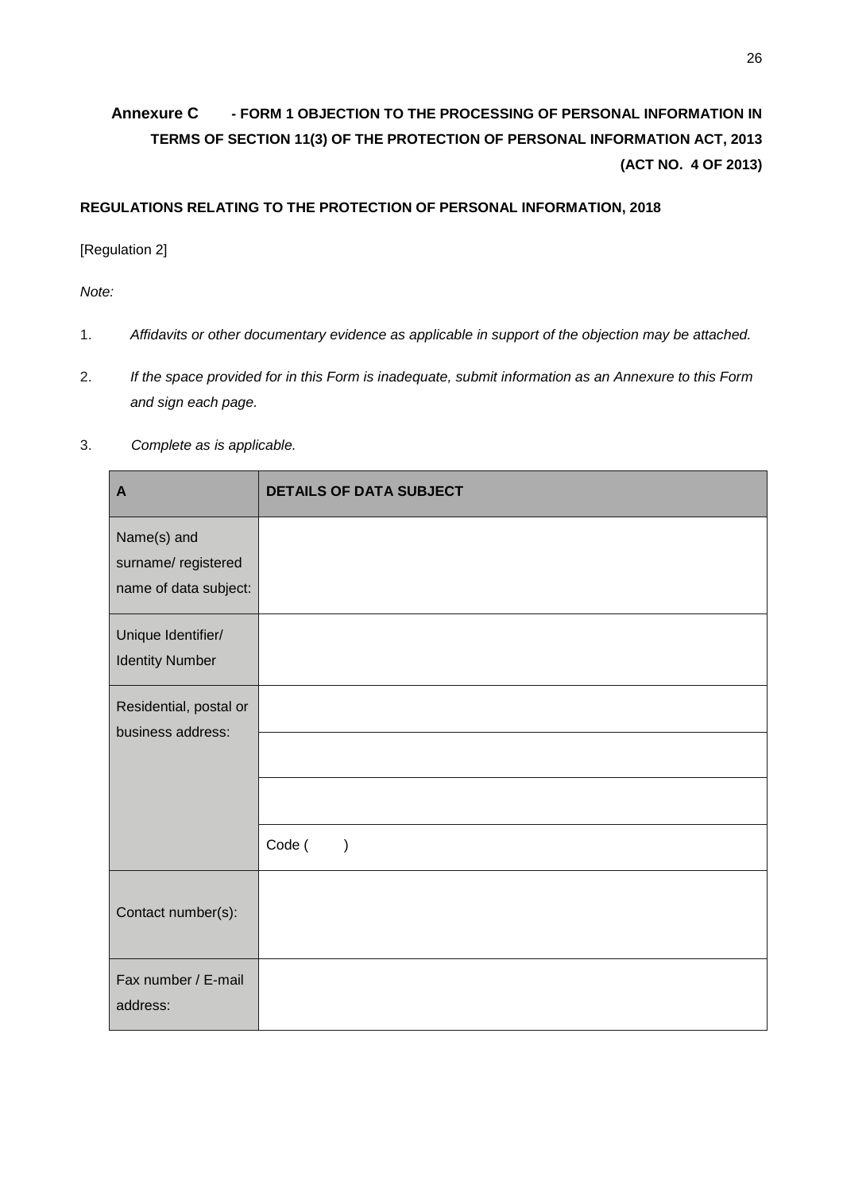## Annexure C - FORM 1 OBJECTION TO THE PROCESSING OF PERSONAL INFORMATION IN TERMS OF SECTION 11(3) OF THE PROTECTION OF PERSONAL INFORMATION ACT, 2013 (ACT NO. 4 OF 2013)

**REGULATIONS RELATING TO THE PROTECTION OF PERSONAL INFORMATION, 2018**

[Regulation 2]

*Note:*

1. *Affidavits or other documentary evidence as applicable in support of the objection may be attached.*
2. *If the space provided for in this Form is inadequate, submit information as an Annexure to this Form and sign each page.*
3. *Complete as is applicable.*

| A | DETAILS OF DATA SUBJECT |
|---|---|
| Name(s) and surname/ registered name of data subject: | |
| Unique Identifier/ Identity Number | |
| Residential, postal or business address: | |
| | |
| | |
| | Code (          ) |
| Contact number(s): | |
| Fax number / E-mail address: | |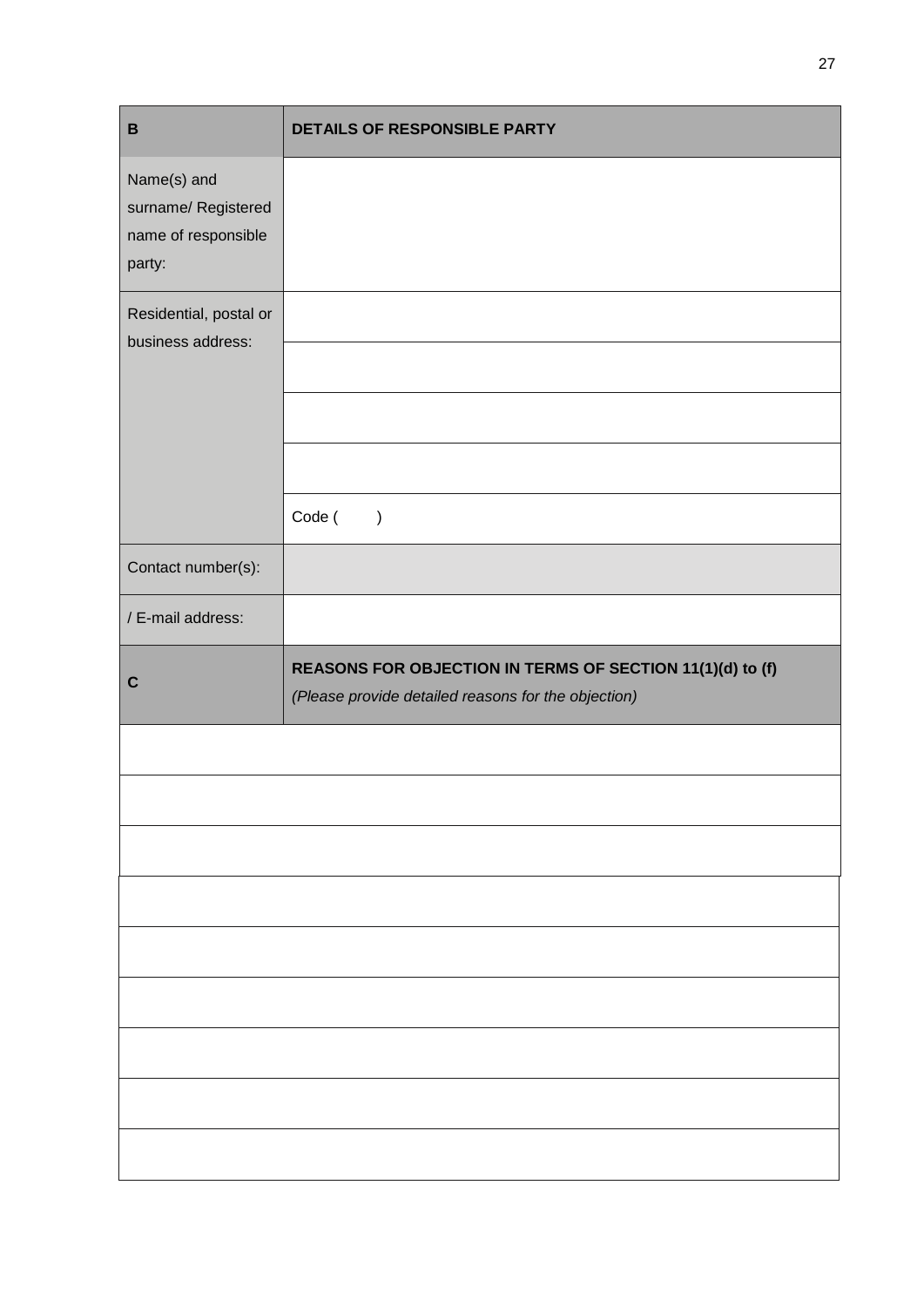| B | DETAILS OF RESPONSIBLE PARTY |
|---|---|
| Name(s) and surname/ Registered name of responsible party: | |
| Residential, postal or business address: | |
| | |
| | |
| | |
| | Code (     ) |
| Contact number(s): | |
| / E-mail address: | |
| **C** | **REASONS FOR OBJECTION IN TERMS OF SECTION 11(1)(d) to (f)** *(Please provide detailed reasons for the objection)* |
| | |
| | |
| | |
| | |
| | |
| | |
| | |
| | |
| | |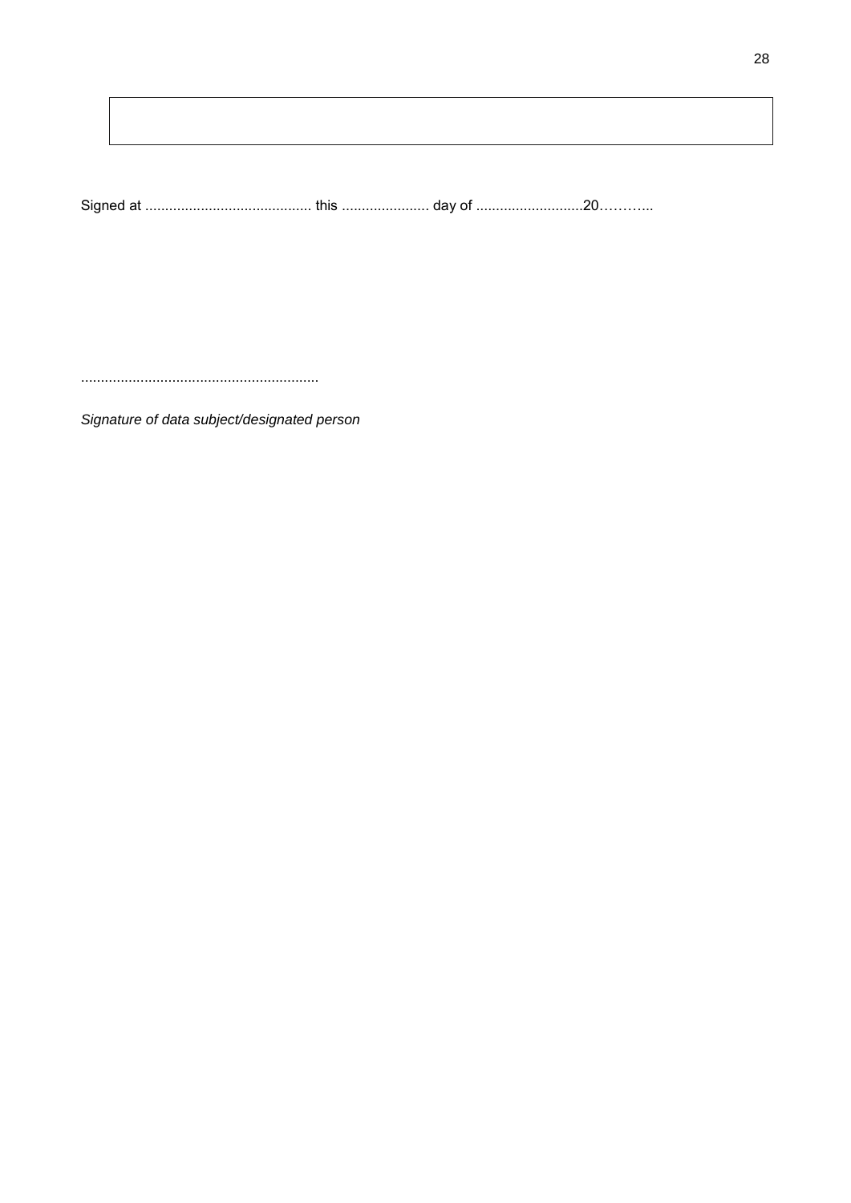|  |
| --- |
|  |

Signed at .......................................... this ...................... day of ...........................20………..

............................................................

*Signature of data subject/designated person*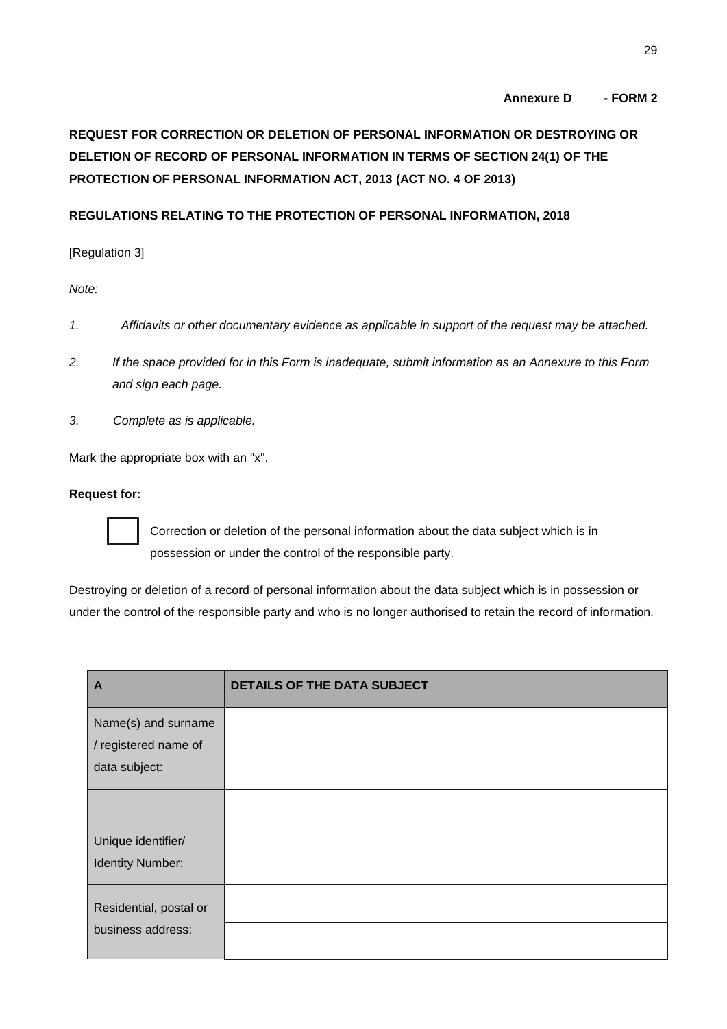**Annexure D - FORM 2**

**REQUEST FOR CORRECTION OR DELETION OF PERSONAL INFORMATION OR DESTROYING OR DELETION OF RECORD OF PERSONAL INFORMATION IN TERMS OF SECTION 24(1) OF THE PROTECTION OF PERSONAL INFORMATION ACT, 2013 (ACT NO. 4 OF 2013)**

**REGULATIONS RELATING TO THE PROTECTION OF PERSONAL INFORMATION, 2018**

[Regulation 3]

*Note:*

1. *Affidavits or other documentary evidence as applicable in support of the request may be attached.*
2. *If the space provided for in this Form is inadequate, submit information as an Annexure to this Form and sign each page.*
3. *Complete as is applicable.*

Mark the appropriate box with an "x".

**Request for:**

☐ Correction or deletion of the personal information about the data subject which is in possession or under the control of the responsible party.

Destroying or deletion of a record of personal information about the data subject which is in possession or under the control of the responsible party and who is no longer authorised to retain the record of information.

| **A** | **DETAILS OF THE DATA SUBJECT** |
|---|---|
| Name(s) and surname / registered name of data subject: | |
| Unique identifier/ Identity Number: | |
| Residential, postal or business address: | |
| | |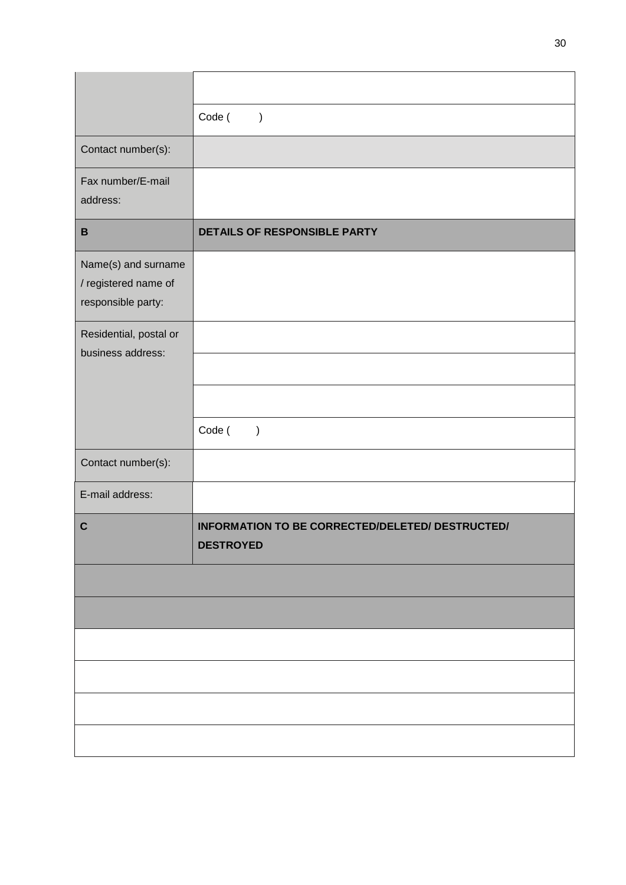| | |
|---|---|
| | |
| | Code (         ) |
| Contact number(s): | |
| Fax number/E-mail address: | |
| **B** | **DETAILS OF RESPONSIBLE PARTY** |
| Name(s) and surname / registered name of responsible party: | |
| Residential, postal or business address: | |
| | |
| | |
| | Code (         ) |
| Contact number(s): | |
| E-mail address: | |
| **C** | **INFORMATION TO BE CORRECTED/DELETED/ DESTRUCTED/ DESTROYED** |
| | |
| | |
| | |
| | |
| | |
| | |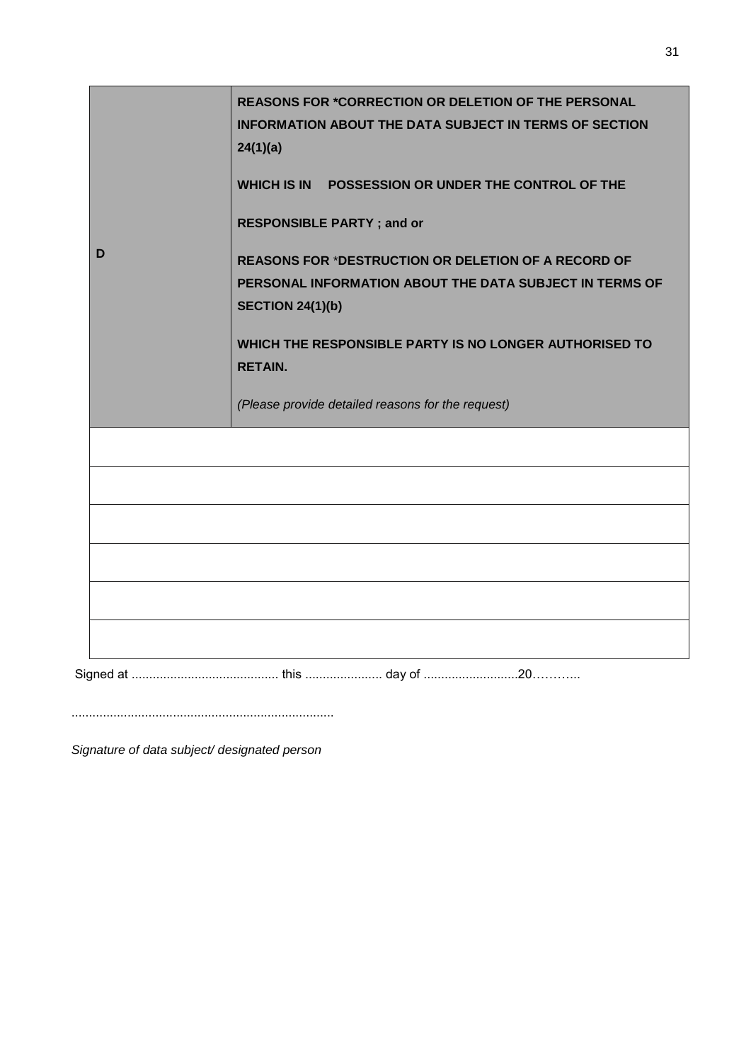| | |
|---|---|
| **D** | **REASONS FOR *CORRECTION OR DELETION OF THE PERSONAL INFORMATION ABOUT THE DATA SUBJECT IN TERMS OF SECTION 24(1)(a)**<br><br>**WHICH IS IN POSSESSION OR UNDER THE CONTROL OF THE RESPONSIBLE PARTY ; and or**<br><br>**REASONS FOR *DESTRUCTION OR DELETION OF A RECORD OF PERSONAL INFORMATION ABOUT THE DATA SUBJECT IN TERMS OF SECTION 24(1)(b)**<br><br>**WHICH THE RESPONSIBLE PARTY IS NO LONGER AUTHORISED TO RETAIN.**<br><br>*(Please provide detailed reasons for the request)* |
| | |
| | |
| | |
| | |
| | |
| | |

Signed at .......................................... this ...................... day of ...........................20………..

..........................................................................

*Signature of data subject/ designated person*